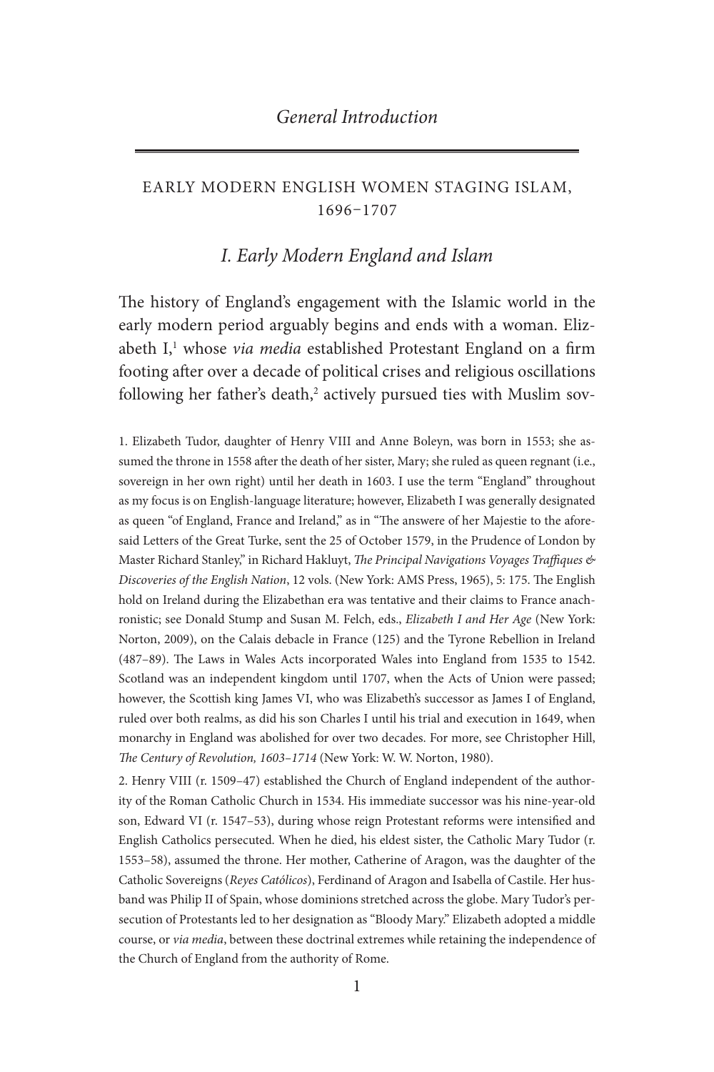# General Introduction

## EARLY MODERN ENGLISH WOMEN STAGING ISLAM, 1696–1707

### *I. Early Modern England and Islam*

The history of England's engagement with the Islamic world in the early modern period arguably begins and ends with a woman. Elizabeth I,[1] whose *via media* established Protestant England on a firm footing after over a decade of political crises and religious oscillations following her father's death,[2] actively pursued ties with Muslim sov-

1. Elizabeth Tudor, daughter of Henry VIII and Anne Boleyn, was born in 1553; she assumed the throne in 1558 after the death of her sister, Mary; she ruled as queen regnant (i.e., sovereign in her own right) until her death in 1603. I use the term "England" throughout as my focus is on English-language literature; however, Elizabeth I was generally designated as queen "of England, France and Ireland," as in "The answere of her Majestie to the aforesaid Letters of the Great Turke, sent the 25 of October 1579, in the Prudence of London by Master Richard Stanley," in Richard Hakluyt, *The Principal Navigations Voyages Traffiques & Discoveries of the English Nation*, 12 vols. (New York: AMS Press, 1965), 5: 175. The English hold on Ireland during the Elizabethan era was tentative and their claims to France anachronistic; see Donald Stump and Susan M. Felch, eds., *Elizabeth I and Her Age* (New York: Norton, 2009), on the Calais debacle in France (125) and the Tyrone Rebellion in Ireland (487–89). The Laws in Wales Acts incorporated Wales into England from 1535 to 1542. Scotland was an independent kingdom until 1707, when the Acts of Union were passed; however, the Scottish king James VI, who was Elizabeth's successor as James I of England, ruled over both realms, as did his son Charles I until his trial and execution in 1649, when monarchy in England was abolished for over two decades. For more, see Christopher Hill, *The Century of Revolution, 1603–1714* (New York: W. W. Norton, 1980).

2. Henry VIII (r. 1509–47) established the Church of England independent of the authority of the Roman Catholic Church in 1534. His immediate successor was his nine-year-old son, Edward VI (r. 1547–53), during whose reign Protestant reforms were intensified and English Catholics persecuted. When he died, his eldest sister, the Catholic Mary Tudor (r. 1553–58), assumed the throne. Her mother, Catherine of Aragon, was the daughter of the Catholic Sovereigns (*Reyes Católicos*), Ferdinand of Aragon and Isabella of Castile. Her husband was Philip II of Spain, whose dominions stretched across the globe. Mary Tudor's persecution of Protestants led to her designation as "Bloody Mary." Elizabeth adopted a middle course, or *via media*, between these doctrinal extremes while retaining the independence of the Church of England from the authority of Rome.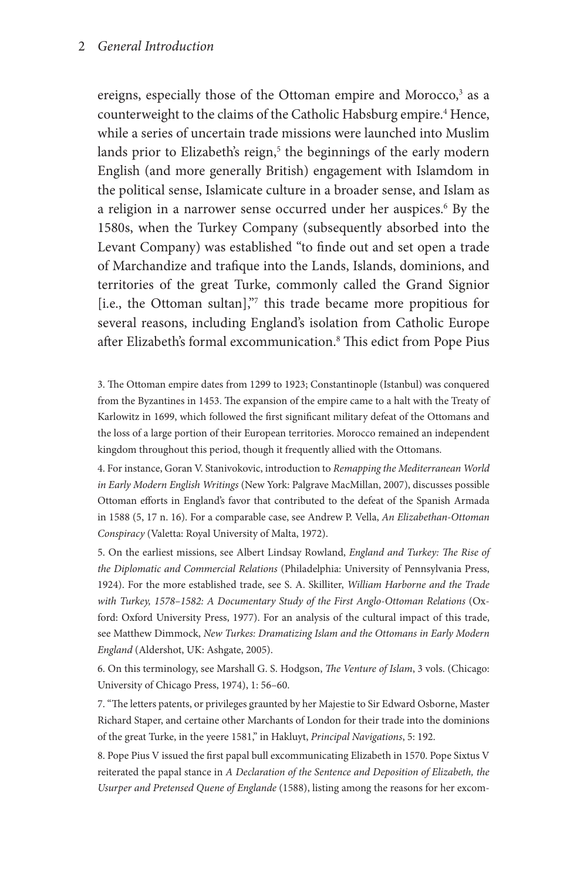ereigns, especially those of the Ottoman empire and Morocco,[3] as a counterweight to the claims of the Catholic Habsburg empire.[4] Hence, while a series of uncertain trade missions were launched into Muslim lands prior to Elizabeth's reign,[5] the beginnings of the early modern English (and more generally British) engagement with Islamdom in the political sense, Islamicate culture in a broader sense, and Islam as a religion in a narrower sense occurred under her auspices.[6] By the 1580s, when the Turkey Company (subsequently absorbed into the Levant Company) was established "to finde out and set open a trade of Marchandize and trafique into the Lands, Islands, dominions, and territories of the great Turke, commonly called the Grand Signior [i.e., the Ottoman sultan],"[7] this trade became more propitious for several reasons, including England's isolation from Catholic Europe after Elizabeth's formal excommunication.[8] This edict from Pope Pius

3. The Ottoman empire dates from 1299 to 1923; Constantinople (Istanbul) was conquered from the Byzantines in 1453. The expansion of the empire came to a halt with the Treaty of Karlowitz in 1699, which followed the first significant military defeat of the Ottomans and the loss of a large portion of their European territories. Morocco remained an independent kingdom throughout this period, though it frequently allied with the Ottomans.

4. For instance, Goran V. Stanivokovic, introduction to *Remapping the Mediterranean World in Early Modern English Writings* (New York: Palgrave MacMillan, 2007), discusses possible Ottoman efforts in England's favor that contributed to the defeat of the Spanish Armada in 1588 (5, 17 n. 16). For a comparable case, see Andrew P. Vella, *An Elizabethan-Ottoman Conspiracy* (Valetta: Royal University of Malta, 1972).

5. On the earliest missions, see Albert Lindsay Rowland, *England and Turkey: The Rise of the Diplomatic and Commercial Relations* (Philadelphia: University of Pennsylvania Press, 1924). For the more established trade, see S. A. Skilliter, *William Harborne and the Trade with Turkey, 1578–1582: A Documentary Study of the First Anglo-Ottoman Relations* (Oxford: Oxford University Press, 1977). For an analysis of the cultural impact of this trade, see Matthew Dimmock, *New Turkes: Dramatizing Islam and the Ottomans in Early Modern England* (Aldershot, UK: Ashgate, 2005).

6. On this terminology, see Marshall G. S. Hodgson, *The Venture of Islam*, 3 vols. (Chicago: University of Chicago Press, 1974), 1: 56–60.

7. "The letters patents, or privileges graunted by her Majestie to Sir Edward Osborne, Master Richard Staper, and certaine other Marchants of London for their trade into the dominions of the great Turke, in the yeere 1581," in Hakluyt, *Principal Navigations*, 5: 192.

8. Pope Pius V issued the first papal bull excommunicating Elizabeth in 1570. Pope Sixtus V reiterated the papal stance in *A Declaration of the Sentence and Deposition of Elizabeth, the Usurper and Pretensed Quene of Englande* (1588), listing among the reasons for her excom-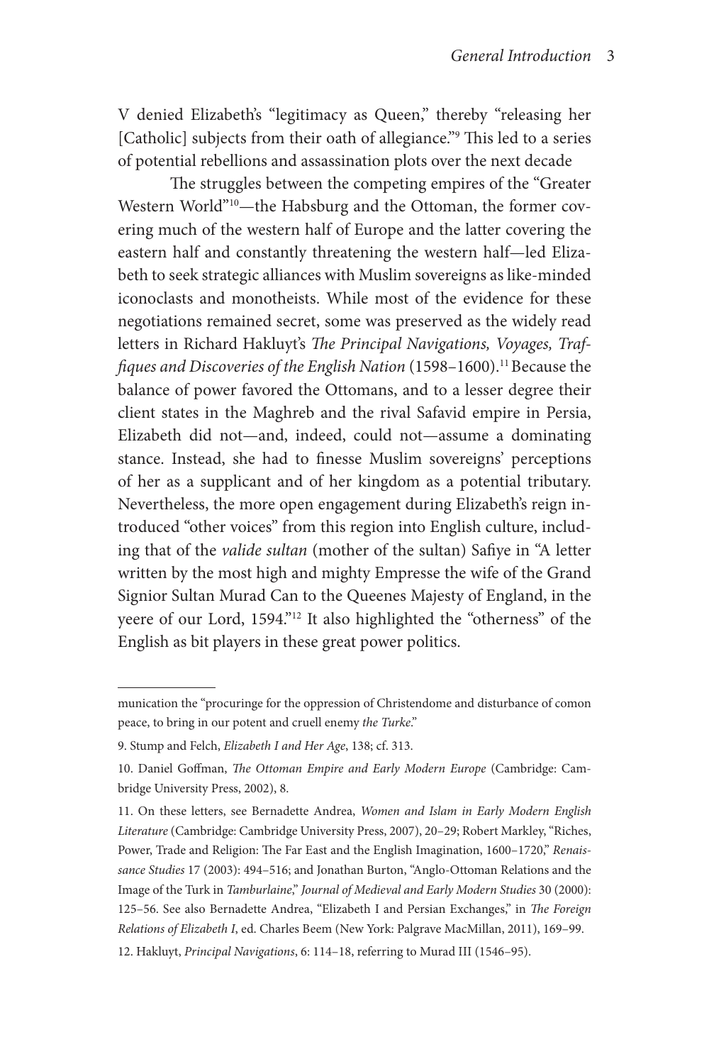V denied Elizabeth's "legitimacy as Queen," thereby "releasing her [Catholic] subjects from their oath of allegiance."[9] This led to a series of potential rebellions and assassination plots over the next decade

The struggles between the competing empires of the "Greater Western World"[10]—the Habsburg and the Ottoman, the former covering much of the western half of Europe and the latter covering the eastern half and constantly threatening the western half—led Elizabeth to seek strategic alliances with Muslim sovereigns as like-minded iconoclasts and monotheists. While most of the evidence for these negotiations remained secret, some was preserved as the widely read letters in Richard Hakluyt's *The Principal Navigations, Voyages, Traffiques and Discoveries of the English Nation* (1598–1600).[11] Because the balance of power favored the Ottomans, and to a lesser degree their client states in the Maghreb and the rival Safavid empire in Persia, Elizabeth did not—and, indeed, could not—assume a dominating stance. Instead, she had to finesse Muslim sovereigns' perceptions of her as a supplicant and of her kingdom as a potential tributary. Nevertheless, the more open engagement during Elizabeth's reign introduced "other voices" from this region into English culture, including that of the *valide sultan* (mother of the sultan) Safiye in "A letter written by the most high and mighty Empresse the wife of the Grand Signior Sultan Murad Can to the Queenes Majesty of England, in the yeere of our Lord, 1594."[12] It also highlighted the "otherness" of the English as bit players in these great power politics.

---

munication the "procuringe for the oppression of Christendome and disturbance of comon peace, to bring in our potent and cruell enemy *the Turke*."

9. Stump and Felch, *Elizabeth I and Her Age*, 138; cf. 313.

10. Daniel Goffman, *The Ottoman Empire and Early Modern Europe* (Cambridge: Cambridge University Press, 2002), 8.

11. On these letters, see Bernadette Andrea, *Women and Islam in Early Modern English Literature* (Cambridge: Cambridge University Press, 2007), 20–29; Robert Markley, "Riches, Power, Trade and Religion: The Far East and the English Imagination, 1600–1720," *Renaissance Studies* 17 (2003): 494–516; and Jonathan Burton, "Anglo-Ottoman Relations and the Image of the Turk in *Tamburlaine*," *Journal of Medieval and Early Modern Studies* 30 (2000): 125–56. See also Bernadette Andrea, "Elizabeth I and Persian Exchanges," in *The Foreign Relations of Elizabeth I*, ed. Charles Beem (New York: Palgrave MacMillan, 2011), 169–99.

12. Hakluyt, *Principal Navigations*, 6: 114–18, referring to Murad III (1546–95).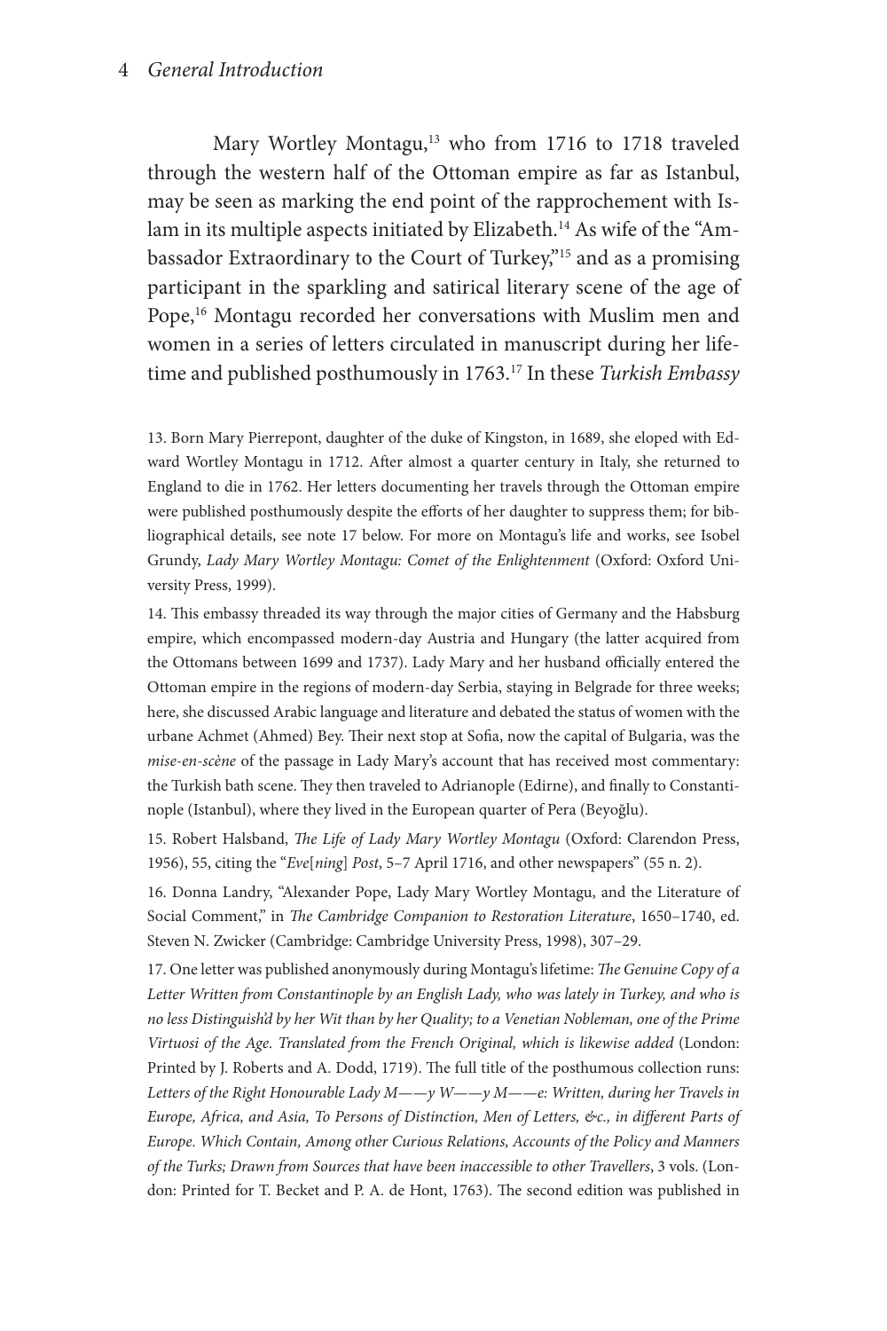Mary Wortley Montagu,[13] who from 1716 to 1718 traveled through the western half of the Ottoman empire as far as Istanbul, may be seen as marking the end point of the rapprochement with Islam in its multiple aspects initiated by Elizabeth.[14] As wife of the "Ambassador Extraordinary to the Court of Turkey,"[15] and as a promising participant in the sparkling and satirical literary scene of the age of Pope,[16] Montagu recorded her conversations with Muslim men and women in a series of letters circulated in manuscript during her lifetime and published posthumously in 1763.[17] In these *Turkish Embassy*

13. Born Mary Pierrepont, daughter of the duke of Kingston, in 1689, she eloped with Edward Wortley Montagu in 1712. After almost a quarter century in Italy, she returned to England to die in 1762. Her letters documenting her travels through the Ottoman empire were published posthumously despite the efforts of her daughter to suppress them; for bibliographical details, see note 17 below. For more on Montagu's life and works, see Isobel Grundy, *Lady Mary Wortley Montagu: Comet of the Enlightenment* (Oxford: Oxford University Press, 1999).

14. This embassy threaded its way through the major cities of Germany and the Habsburg empire, which encompassed modern-day Austria and Hungary (the latter acquired from the Ottomans between 1699 and 1737). Lady Mary and her husband officially entered the Ottoman empire in the regions of modern-day Serbia, staying in Belgrade for three weeks; here, she discussed Arabic language and literature and debated the status of women with the urbane Achmet (Ahmed) Bey. Their next stop at Sofia, now the capital of Bulgaria, was the *mise-en-scène* of the passage in Lady Mary's account that has received most commentary: the Turkish bath scene. They then traveled to Adrianople (Edirne), and finally to Constantinople (Istanbul), where they lived in the European quarter of Pera (Beyoğlu).

15. Robert Halsband, *The Life of Lady Mary Wortley Montagu* (Oxford: Clarendon Press, 1956), 55, citing the "*Eve*[*ning*] *Post*, 5–7 April 1716, and other newspapers" (55 n. 2).

16. Donna Landry, "Alexander Pope, Lady Mary Wortley Montagu, and the Literature of Social Comment," in *The Cambridge Companion to Restoration Literature*, 1650–1740, ed. Steven N. Zwicker (Cambridge: Cambridge University Press, 1998), 307–29.

17. One letter was published anonymously during Montagu's lifetime: *The Genuine Copy of a Letter Written from Constantinople by an English Lady, who was lately in Turkey, and who is no less Distinguish'd by her Wit than by her Quality; to a Venetian Nobleman, one of the Prime Virtuosi of the Age. Translated from the French Original, which is likewise added* (London: Printed by J. Roberts and A. Dodd, 1719). The full title of the posthumous collection runs: *Letters of the Right Honourable Lady M——y W——y M——e: Written, during her Travels in Europe, Africa, and Asia, To Persons of Distinction, Men of Letters, &c., in different Parts of Europe. Which Contain, Among other Curious Relations, Accounts of the Policy and Manners of the Turks; Drawn from Sources that have been inaccessible to other Travellers*, 3 vols. (London: Printed for T. Becket and P. A. de Hont, 1763). The second edition was published in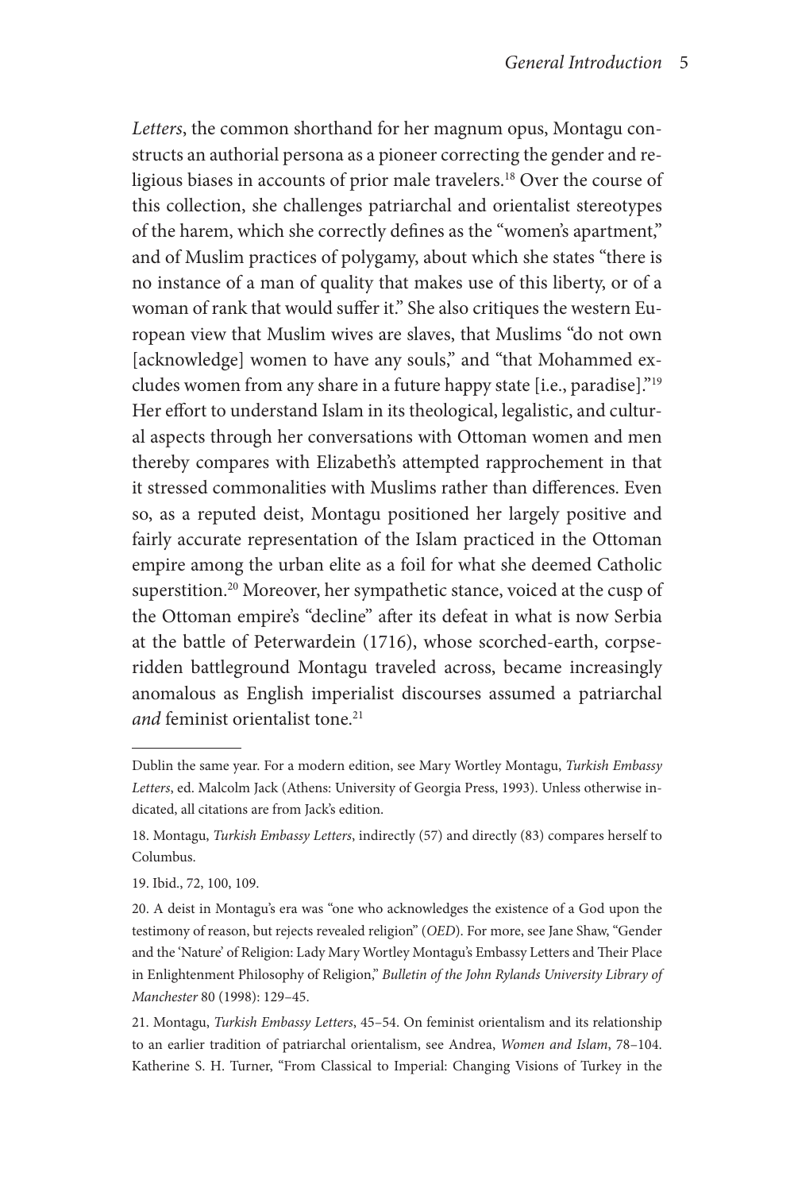*Letters*, the common shorthand for her magnum opus, Montagu constructs an authorial persona as a pioneer correcting the gender and religious biases in accounts of prior male travelers.[18] Over the course of this collection, she challenges patriarchal and orientalist stereotypes of the harem, which she correctly defines as the "women's apartment," and of Muslim practices of polygamy, about which she states "there is no instance of a man of quality that makes use of this liberty, or of a woman of rank that would suffer it." She also critiques the western European view that Muslim wives are slaves, that Muslims "do not own [acknowledge] women to have any souls," and "that Mohammed excludes women from any share in a future happy state [i.e., paradise]."[19] Her effort to understand Islam in its theological, legalistic, and cultural aspects through her conversations with Ottoman women and men thereby compares with Elizabeth's attempted rapprochement in that it stressed commonalities with Muslims rather than differences. Even so, as a reputed deist, Montagu positioned her largely positive and fairly accurate representation of the Islam practiced in the Ottoman empire among the urban elite as a foil for what she deemed Catholic superstition.[20] Moreover, her sympathetic stance, voiced at the cusp of the Ottoman empire's "decline" after its defeat in what is now Serbia at the battle of Peterwardein (1716), whose scorched-earth, corpse-ridden battleground Montagu traveled across, became increasingly anomalous as English imperialist discourses assumed a patriarchal *and* feminist orientalist tone.[21]

---

Dublin the same year. For a modern edition, see Mary Wortley Montagu, *Turkish Embassy Letters*, ed. Malcolm Jack (Athens: University of Georgia Press, 1993). Unless otherwise indicated, all citations are from Jack's edition.

18. Montagu, *Turkish Embassy Letters*, indirectly (57) and directly (83) compares herself to Columbus.

19. Ibid., 72, 100, 109.

20. A deist in Montagu's era was "one who acknowledges the existence of a God upon the testimony of reason, but rejects revealed religion" (*OED*). For more, see Jane Shaw, "Gender and the 'Nature' of Religion: Lady Mary Wortley Montagu's Embassy Letters and Their Place in Enlightenment Philosophy of Religion," *Bulletin of the John Rylands University Library of Manchester* 80 (1998): 129–45.

21. Montagu, *Turkish Embassy Letters*, 45–54. On feminist orientalism and its relationship to an earlier tradition of patriarchal orientalism, see Andrea, *Women and Islam*, 78–104. Katherine S. H. Turner, "From Classical to Imperial: Changing Visions of Turkey in the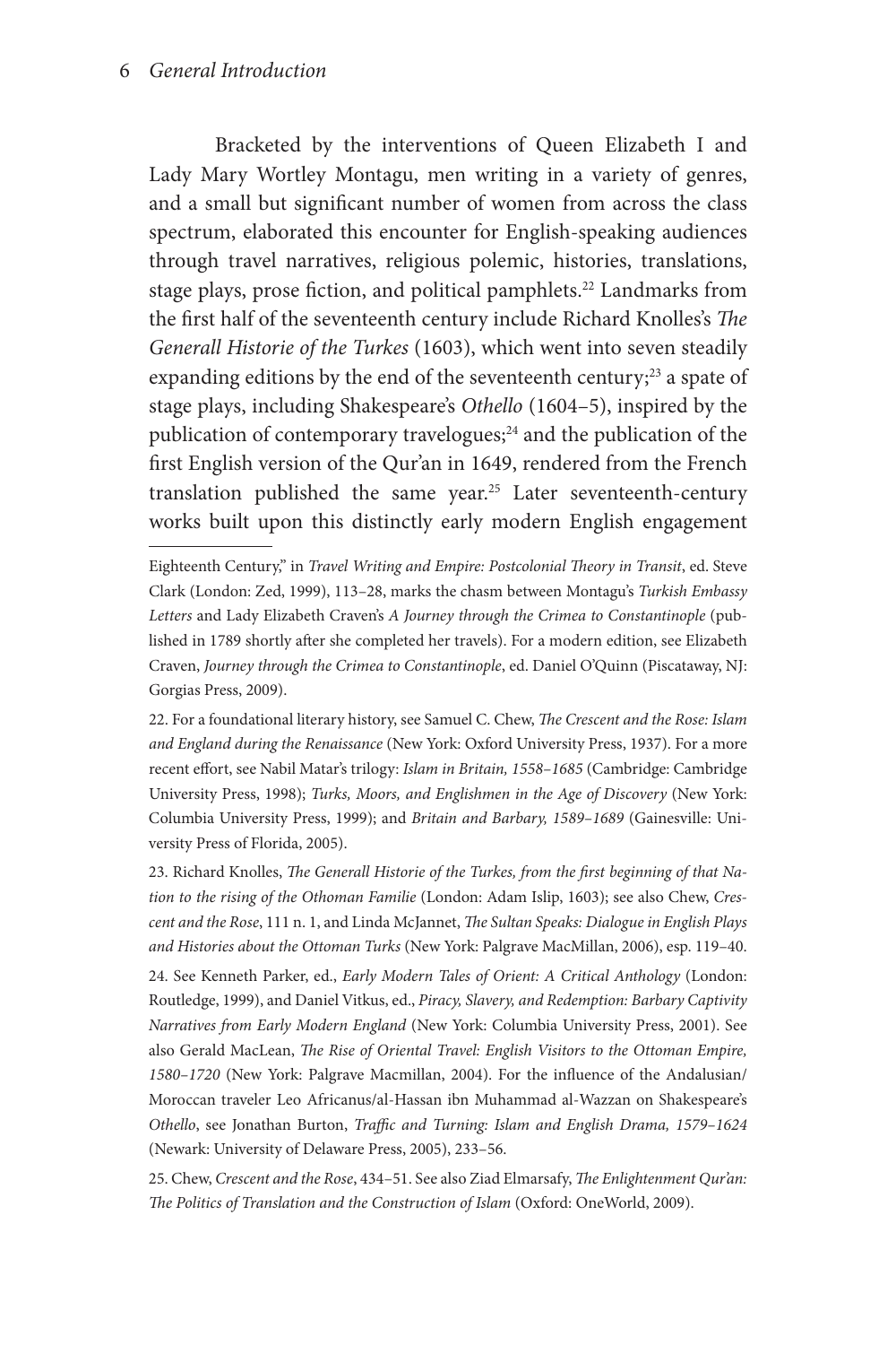Bracketed by the interventions of Queen Elizabeth I and Lady Mary Wortley Montagu, men writing in a variety of genres, and a small but significant number of women from across the class spectrum, elaborated this encounter for English-speaking audiences through travel narratives, religious polemic, histories, translations, stage plays, prose fiction, and political pamphlets.[22] Landmarks from the first half of the seventeenth century include Richard Knolles's *The Generall Historie of the Turkes* (1603), which went into seven steadily expanding editions by the end of the seventeenth century;[23] a spate of stage plays, including Shakespeare's *Othello* (1604–5), inspired by the publication of contemporary travelogues;[24] and the publication of the first English version of the Qur'an in 1649, rendered from the French translation published the same year.[25] Later seventeenth-century works built upon this distinctly early modern English engagement

---

Eighteenth Century," in *Travel Writing and Empire: Postcolonial Theory in Transit*, ed. Steve Clark (London: Zed, 1999), 113–28, marks the chasm between Montagu's *Turkish Embassy Letters* and Lady Elizabeth Craven's *A Journey through the Crimea to Constantinople* (published in 1789 shortly after she completed her travels). For a modern edition, see Elizabeth Craven, *Journey through the Crimea to Constantinople*, ed. Daniel O'Quinn (Piscataway, NJ: Gorgias Press, 2009).

22. For a foundational literary history, see Samuel C. Chew, *The Crescent and the Rose: Islam and England during the Renaissance* (New York: Oxford University Press, 1937). For a more recent effort, see Nabil Matar's trilogy: *Islam in Britain, 1558–1685* (Cambridge: Cambridge University Press, 1998); *Turks, Moors, and Englishmen in the Age of Discovery* (New York: Columbia University Press, 1999); and *Britain and Barbary, 1589–1689* (Gainesville: University Press of Florida, 2005).

23. Richard Knolles, *The Generall Historie of the Turkes, from the first beginning of that Nation to the rising of the Othoman Familie* (London: Adam Islip, 1603); see also Chew, *Crescent and the Rose*, 111 n. 1, and Linda McJannet, *The Sultan Speaks: Dialogue in English Plays and Histories about the Ottoman Turks* (New York: Palgrave MacMillan, 2006), esp. 119–40.

24. See Kenneth Parker, ed., *Early Modern Tales of Orient: A Critical Anthology* (London: Routledge, 1999), and Daniel Vitkus, ed., *Piracy, Slavery, and Redemption: Barbary Captivity Narratives from Early Modern England* (New York: Columbia University Press, 2001). See also Gerald MacLean, *The Rise of Oriental Travel: English Visitors to the Ottoman Empire, 1580–1720* (New York: Palgrave Macmillan, 2004). For the influence of the Andalusian/Moroccan traveler Leo Africanus/al-Hassan ibn Muhammad al-Wazzan on Shakespeare's *Othello*, see Jonathan Burton, *Traffic and Turning: Islam and English Drama, 1579–1624* (Newark: University of Delaware Press, 2005), 233–56.

25. Chew, *Crescent and the Rose*, 434–51. See also Ziad Elmarsafy, *The Enlightenment Qur'an: The Politics of Translation and the Construction of Islam* (Oxford: OneWorld, 2009).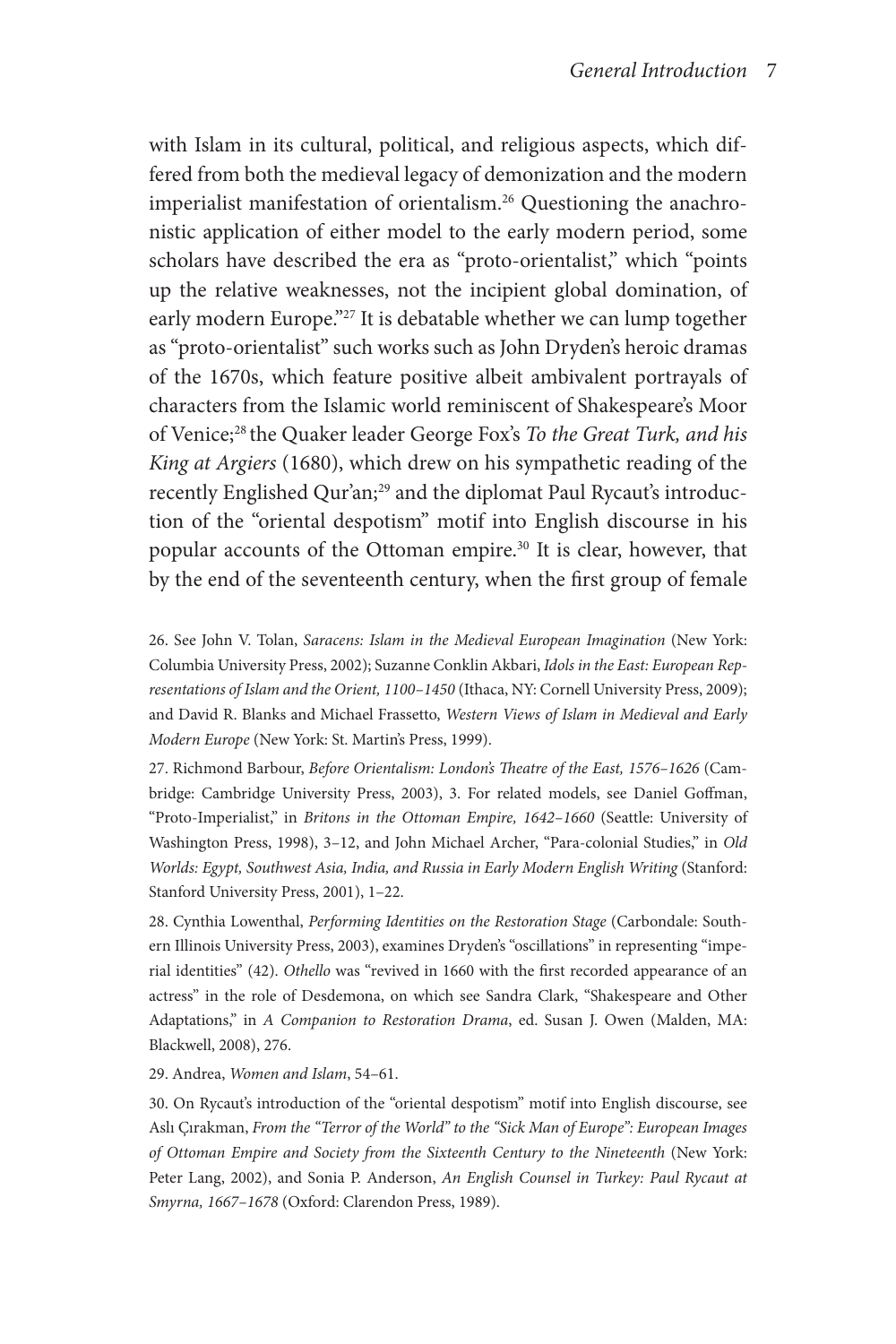with Islam in its cultural, political, and religious aspects, which differed from both the medieval legacy of demonization and the modern imperialist manifestation of orientalism.[26] Questioning the anachronistic application of either model to the early modern period, some scholars have described the era as "proto-orientalist," which "points up the relative weaknesses, not the incipient global domination, of early modern Europe."[27] It is debatable whether we can lump together as "proto-orientalist" such works such as John Dryden's heroic dramas of the 1670s, which feature positive albeit ambivalent portrayals of characters from the Islamic world reminiscent of Shakespeare's Moor of Venice;[28] the Quaker leader George Fox's *To the Great Turk, and his King at Argiers* (1680), which drew on his sympathetic reading of the recently Englished Qur'an;[29] and the diplomat Paul Rycaut's introduction of the "oriental despotism" motif into English discourse in his popular accounts of the Ottoman empire.[30] It is clear, however, that by the end of the seventeenth century, when the first group of female

26. See John V. Tolan, *Saracens: Islam in the Medieval European Imagination* (New York: Columbia University Press, 2002); Suzanne Conklin Akbari, *Idols in the East: European Representations of Islam and the Orient, 1100–1450* (Ithaca, NY: Cornell University Press, 2009); and David R. Blanks and Michael Frassetto, *Western Views of Islam in Medieval and Early Modern Europe* (New York: St. Martin's Press, 1999).

27. Richmond Barbour, *Before Orientalism: London's Theatre of the East, 1576–1626* (Cambridge: Cambridge University Press, 2003), 3. For related models, see Daniel Goffman, "Proto-Imperialist," in *Britons in the Ottoman Empire, 1642–1660* (Seattle: University of Washington Press, 1998), 3–12, and John Michael Archer, "Para-colonial Studies," in *Old Worlds: Egypt, Southwest Asia, India, and Russia in Early Modern English Writing* (Stanford: Stanford University Press, 2001), 1–22.

28. Cynthia Lowenthal, *Performing Identities on the Restoration Stage* (Carbondale: Southern Illinois University Press, 2003), examines Dryden's "oscillations" in representing "imperial identities" (42). *Othello* was "revived in 1660 with the first recorded appearance of an actress" in the role of Desdemona, on which see Sandra Clark, "Shakespeare and Other Adaptations," in *A Companion to Restoration Drama*, ed. Susan J. Owen (Malden, MA: Blackwell, 2008), 276.

29. Andrea, *Women and Islam*, 54–61.

30. On Rycaut's introduction of the "oriental despotism" motif into English discourse, see Aslı Çırakman, *From the "Terror of the World" to the "Sick Man of Europe": European Images of Ottoman Empire and Society from the Sixteenth Century to the Nineteenth* (New York: Peter Lang, 2002), and Sonia P. Anderson, *An English Counsel in Turkey: Paul Rycaut at Smyrna, 1667–1678* (Oxford: Clarendon Press, 1989).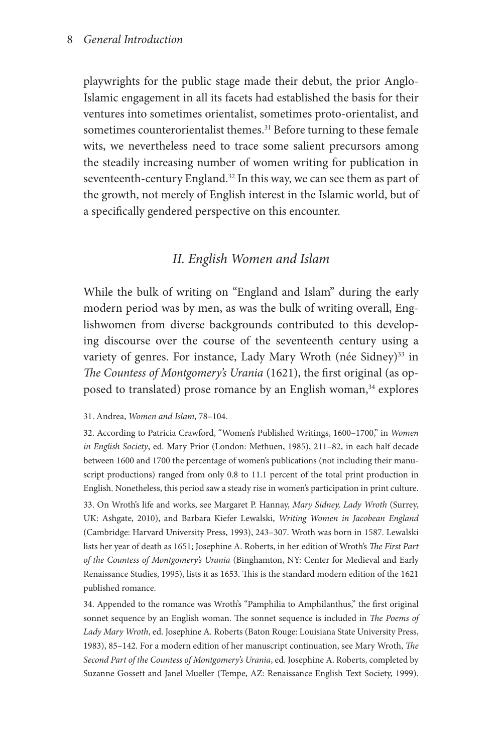playwrights for the public stage made their debut, the prior Anglo-Islamic engagement in all its facets had established the basis for their ventures into sometimes orientalist, sometimes proto-orientalist, and sometimes counterorientalist themes.[31] Before turning to these female wits, we nevertheless need to trace some salient precursors among the steadily increasing number of women writing for publication in seventeenth-century England.[32] In this way, we can see them as part of the growth, not merely of English interest in the Islamic world, but of a specifically gendered perspective on this encounter.

## *II. English Women and Islam*

While the bulk of writing on "England and Islam" during the early modern period was by men, as was the bulk of writing overall, Englishwomen from diverse backgrounds contributed to this developing discourse over the course of the seventeenth century using a variety of genres. For instance, Lady Mary Wroth (née Sidney)[33] in *The Countess of Montgomery's Urania* (1621), the first original (as opposed to translated) prose romance by an English woman,[34] explores

31. Andrea, *Women and Islam*, 78–104.

32. According to Patricia Crawford, "Women's Published Writings, 1600–1700," in *Women in English Society*, ed. Mary Prior (London: Methuen, 1985), 211–82, in each half decade between 1600 and 1700 the percentage of women's publications (not including their manuscript productions) ranged from only 0.8 to 11.1 percent of the total print production in English. Nonetheless, this period saw a steady rise in women's participation in print culture.

33. On Wroth's life and works, see Margaret P. Hannay, *Mary Sidney, Lady Wroth* (Surrey, UK: Ashgate, 2010), and Barbara Kiefer Lewalski, *Writing Women in Jacobean England* (Cambridge: Harvard University Press, 1993), 243–307. Wroth was born in 1587. Lewalski lists her year of death as 1651; Josephine A. Roberts, in her edition of Wroth's *The First Part of the Countess of Montgomery's Urania* (Binghamton, NY: Center for Medieval and Early Renaissance Studies, 1995), lists it as 1653. This is the standard modern edition of the 1621 published romance.

34. Appended to the romance was Wroth's "Pamphilia to Amphilanthus," the first original sonnet sequence by an English woman. The sonnet sequence is included in *The Poems of Lady Mary Wroth*, ed. Josephine A. Roberts (Baton Rouge: Louisiana State University Press, 1983), 85–142. For a modern edition of her manuscript continuation, see Mary Wroth, *The Second Part of the Countess of Montgomery's Urania*, ed. Josephine A. Roberts, completed by Suzanne Gossett and Janel Mueller (Tempe, AZ: Renaissance English Text Society, 1999).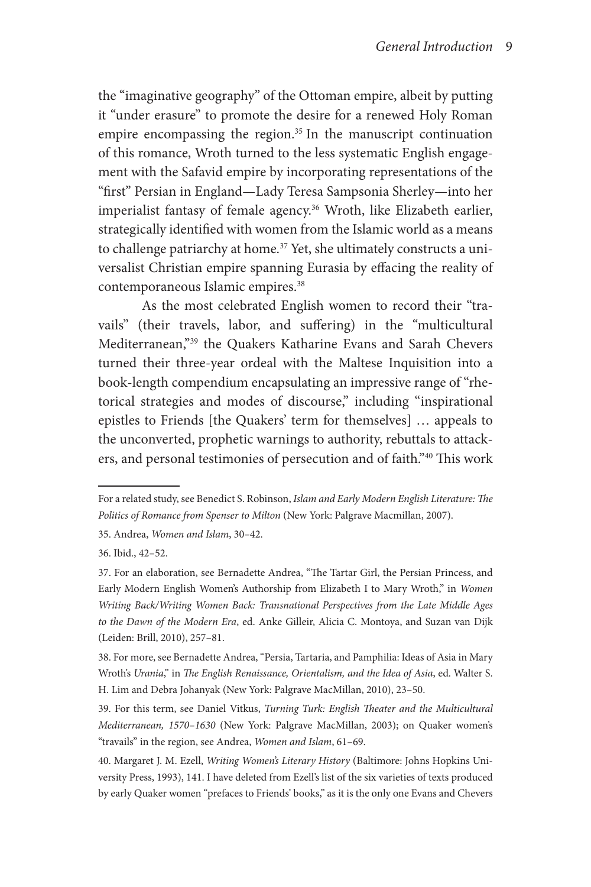the "imaginative geography" of the Ottoman empire, albeit by putting it "under erasure" to promote the desire for a renewed Holy Roman empire encompassing the region.[35] In the manuscript continuation of this romance, Wroth turned to the less systematic English engagement with the Safavid empire by incorporating representations of the "first" Persian in England—Lady Teresa Sampsonia Sherley—into her imperialist fantasy of female agency.[36] Wroth, like Elizabeth earlier, strategically identified with women from the Islamic world as a means to challenge patriarchy at home.[37] Yet, she ultimately constructs a universalist Christian empire spanning Eurasia by effacing the reality of contemporaneous Islamic empires.[38]

As the most celebrated English women to record their "travails" (their travels, labor, and suffering) in the "multicultural Mediterranean,"[39] the Quakers Katharine Evans and Sarah Chevers turned their three-year ordeal with the Maltese Inquisition into a book-length compendium encapsulating an impressive range of "rhetorical strategies and modes of discourse," including "inspirational epistles to Friends [the Quakers' term for themselves] … appeals to the unconverted, prophetic warnings to authority, rebuttals to attackers, and personal testimonies of persecution and of faith."[40] This work

---

For a related study, see Benedict S. Robinson, *Islam and Early Modern English Literature: The Politics of Romance from Spenser to Milton* (New York: Palgrave Macmillan, 2007).

35. Andrea, *Women and Islam*, 30–42.

36. Ibid., 42–52.

37. For an elaboration, see Bernadette Andrea, "The Tartar Girl, the Persian Princess, and Early Modern English Women's Authorship from Elizabeth I to Mary Wroth," in *Women Writing Back/Writing Women Back: Transnational Perspectives from the Late Middle Ages to the Dawn of the Modern Era*, ed. Anke Gilleir, Alicia C. Montoya, and Suzan van Dijk (Leiden: Brill, 2010), 257–81.

38. For more, see Bernadette Andrea, "Persia, Tartaria, and Pamphilia: Ideas of Asia in Mary Wroth's *Urania*," in *The English Renaissance, Orientalism, and the Idea of Asia*, ed. Walter S. H. Lim and Debra Johanyak (New York: Palgrave MacMillan, 2010), 23–50.

39. For this term, see Daniel Vitkus, *Turning Turk: English Theater and the Multicultural Mediterranean, 1570–1630* (New York: Palgrave MacMillan, 2003); on Quaker women's "travails" in the region, see Andrea, *Women and Islam*, 61–69.

40. Margaret J. M. Ezell, *Writing Women's Literary History* (Baltimore: Johns Hopkins University Press, 1993), 141. I have deleted from Ezell's list of the six varieties of texts produced by early Quaker women "prefaces to Friends' books," as it is the only one Evans and Chevers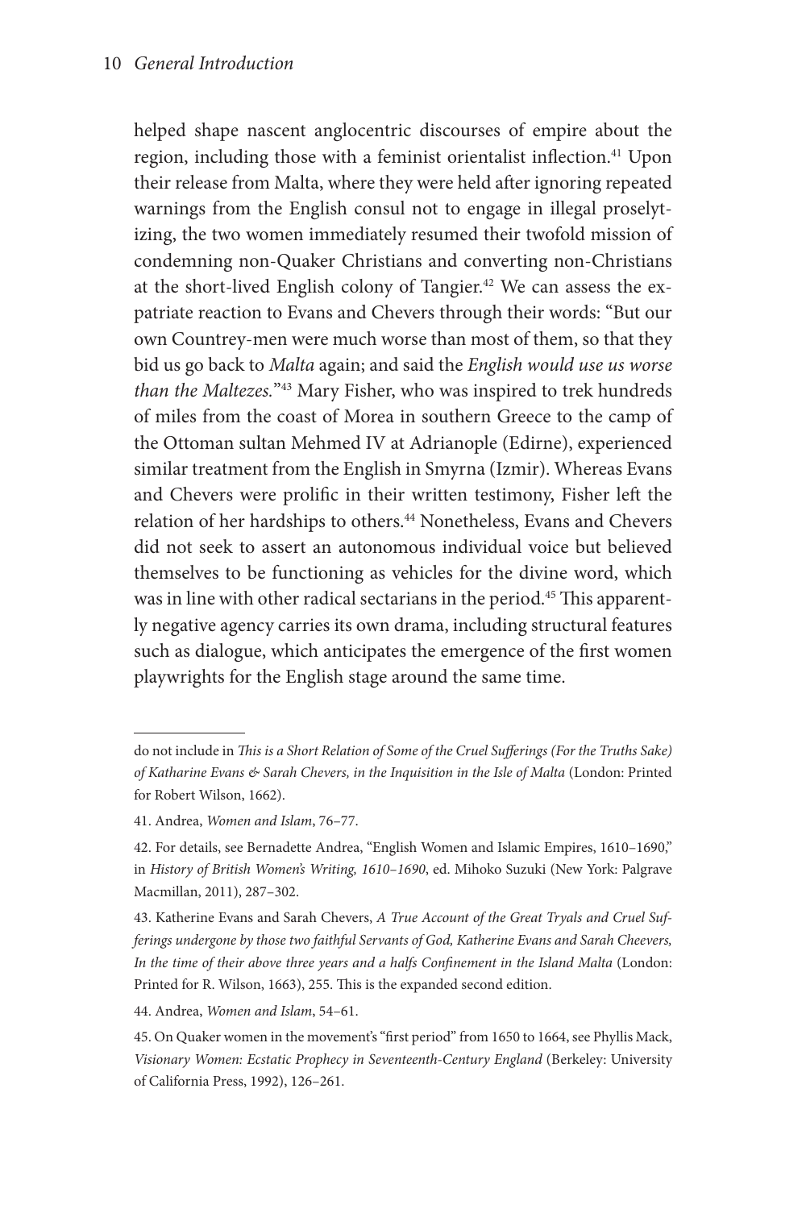helped shape nascent anglocentric discourses of empire about the region, including those with a feminist orientalist inflection.[41] Upon their release from Malta, where they were held after ignoring repeated warnings from the English consul not to engage in illegal proselytizing, the two women immediately resumed their twofold mission of condemning non-Quaker Christians and converting non-Christians at the short-lived English colony of Tangier.[42] We can assess the expatriate reaction to Evans and Chevers through their words: "But our own Countrey-men were much worse than most of them, so that they bid us go back to *Malta* again; and said the *English would use us worse than the Maltezes.*"[43] Mary Fisher, who was inspired to trek hundreds of miles from the coast of Morea in southern Greece to the camp of the Ottoman sultan Mehmed IV at Adrianople (Edirne), experienced similar treatment from the English in Smyrna (Izmir). Whereas Evans and Chevers were prolific in their written testimony, Fisher left the relation of her hardships to others.[44] Nonetheless, Evans and Chevers did not seek to assert an autonomous individual voice but believed themselves to be functioning as vehicles for the divine word, which was in line with other radical sectarians in the period.[45] This apparently negative agency carries its own drama, including structural features such as dialogue, which anticipates the emergence of the first women playwrights for the English stage around the same time.

---

do not include in *This is a Short Relation of Some of the Cruel Sufferings (For the Truths Sake) of Katharine Evans & Sarah Chevers, in the Inquisition in the Isle of Malta* (London: Printed for Robert Wilson, 1662).

41. Andrea, *Women and Islam*, 76–77.

42. For details, see Bernadette Andrea, "English Women and Islamic Empires, 1610–1690," in *History of British Women's Writing, 1610–1690*, ed. Mihoko Suzuki (New York: Palgrave Macmillan, 2011), 287–302.

43. Katherine Evans and Sarah Chevers, *A True Account of the Great Tryals and Cruel Sufferings undergone by those two faithful Servants of God, Katherine Evans and Sarah Cheevers, In the time of their above three years and a halfs Confinement in the Island Malta* (London: Printed for R. Wilson, 1663), 255. This is the expanded second edition.

44. Andrea, *Women and Islam*, 54–61.

45. On Quaker women in the movement's "first period" from 1650 to 1664, see Phyllis Mack, *Visionary Women: Ecstatic Prophecy in Seventeenth-Century England* (Berkeley: University of California Press, 1992), 126–261.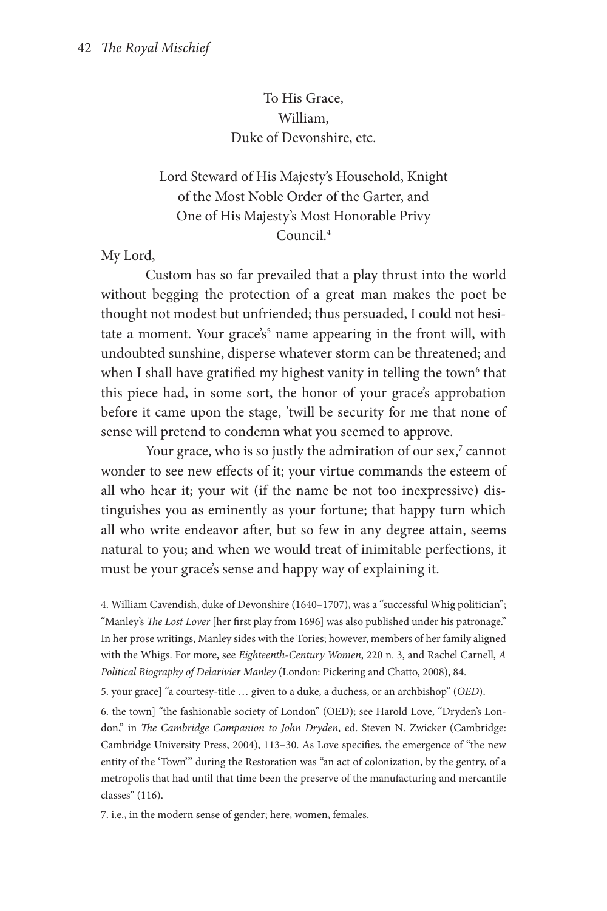To His Grace,
William,
Duke of Devonshire, etc.

Lord Steward of His Majesty's Household, Knight of the Most Noble Order of the Garter, and One of His Majesty's Most Honorable Privy Council.[4]

My Lord,

Custom has so far prevailed that a play thrust into the world without begging the protection of a great man makes the poet be thought not modest but unfriended; thus persuaded, I could not hesitate a moment. Your grace's[5] name appearing in the front will, with undoubted sunshine, disperse whatever storm can be threatened; and when I shall have gratified my highest vanity in telling the town[6] that this piece had, in some sort, the honor of your grace's approbation before it came upon the stage, 'twill be security for me that none of sense will pretend to condemn what you seemed to approve.

Your grace, who is so justly the admiration of our sex,[7] cannot wonder to see new effects of it; your virtue commands the esteem of all who hear it; your wit (if the name be not too inexpressive) distinguishes you as eminently as your fortune; that happy turn which all who write endeavor after, but so few in any degree attain, seems natural to you; and when we would treat of inimitable perfections, it must be your grace's sense and happy way of explaining it.

4. William Cavendish, duke of Devonshire (1640–1707), was a "successful Whig politician"; "Manley's *The Lost Lover* [her first play from 1696] was also published under his patronage." In her prose writings, Manley sides with the Tories; however, members of her family aligned with the Whigs. For more, see *Eighteenth-Century Women*, 220 n. 3, and Rachel Carnell, *A Political Biography of Delarivier Manley* (London: Pickering and Chatto, 2008), 84.

5. your grace] "a courtesy-title … given to a duke, a duchess, or an archbishop" (*OED*).

6. the town] "the fashionable society of London" (OED); see Harold Love, "Dryden's London," in *The Cambridge Companion to John Dryden*, ed. Steven N. Zwicker (Cambridge: Cambridge University Press, 2004), 113–30. As Love specifies, the emergence of "the new entity of the 'Town'" during the Restoration was "an act of colonization, by the gentry, of a metropolis that had until that time been the preserve of the manufacturing and mercantile classes" (116).

7. i.e., in the modern sense of gender; here, women, females.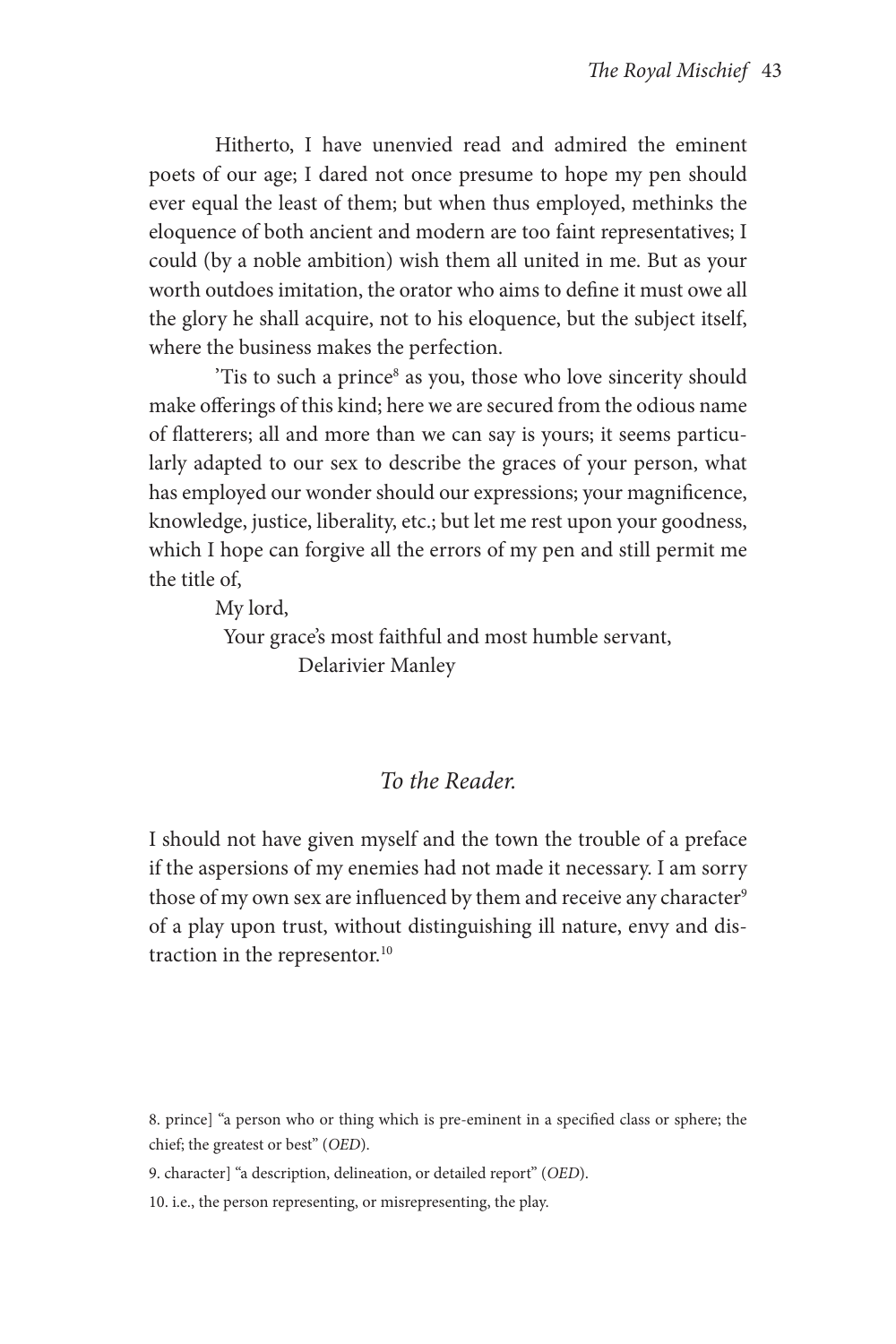Hitherto, I have unenvied read and admired the eminent poets of our age; I dared not once presume to hope my pen should ever equal the least of them; but when thus employed, methinks the eloquence of both ancient and modern are too faint representatives; I could (by a noble ambition) wish them all united in me. But as your worth outdoes imitation, the orator who aims to define it must owe all the glory he shall acquire, not to his eloquence, but the subject itself, where the business makes the perfection.

'Tis to such a prince[8] as you, those who love sincerity should make offerings of this kind; here we are secured from the odious name of flatterers; all and more than we can say is yours; it seems particularly adapted to our sex to describe the graces of your person, what has employed our wonder should our expressions; your magnificence, knowledge, justice, liberality, etc.; but let me rest upon your goodness, which I hope can forgive all the errors of my pen and still permit me the title of,

My lord,

Your grace's most faithful and most humble servant,

Delarivier Manley

## *To the Reader.*

I should not have given myself and the town the trouble of a preface if the aspersions of my enemies had not made it necessary. I am sorry those of my own sex are influenced by them and receive any character[9] of a play upon trust, without distinguishing ill nature, envy and distraction in the representor.[10]

8. prince] "a person who or thing which is pre-eminent in a specified class or sphere; the chief; the greatest or best" (*OED*).

9. character] "a description, delineation, or detailed report" (*OED*).

10. i.e., the person representing, or misrepresenting, the play.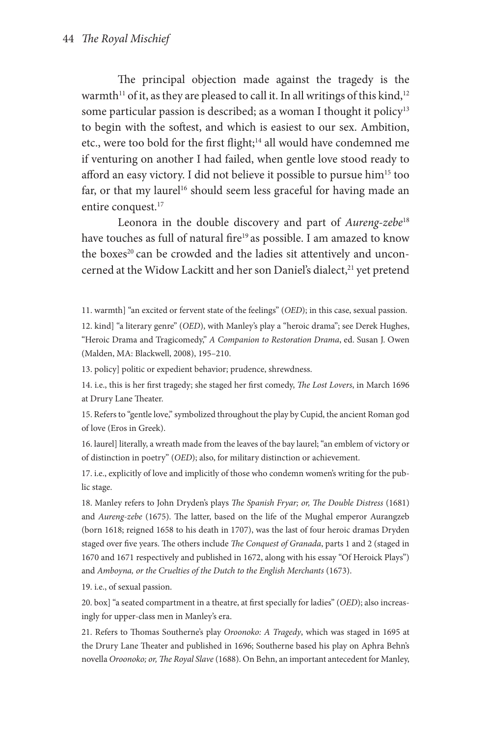The principal objection made against the tragedy is the warmth[11] of it, as they are pleased to call it. In all writings of this kind,[12] some particular passion is described; as a woman I thought it policy[13] to begin with the softest, and which is easiest to our sex. Ambition, etc., were too bold for the first flight;[14] all would have condemned me if venturing on another I had failed, when gentle love stood ready to afford an easy victory. I did not believe it possible to pursue him[15] too far, or that my laurel[16] should seem less graceful for having made an entire conquest.[17]

Leonora in the double discovery and part of *Aureng-zebe*[18] have touches as full of natural fire[19] as possible. I am amazed to know the boxes[20] can be crowded and the ladies sit attentively and unconcerned at the Widow Lackitt and her son Daniel's dialect,[21] yet pretend

11. warmth] "an excited or fervent state of the feelings" (*OED*); in this case, sexual passion.

12. kind] "a literary genre" (*OED*), with Manley's play a "heroic drama"; see Derek Hughes, "Heroic Drama and Tragicomedy," *A Companion to Restoration Drama*, ed. Susan J. Owen (Malden, MA: Blackwell, 2008), 195–210.

13. policy] politic or expedient behavior; prudence, shrewdness.

14. i.e., this is her first tragedy; she staged her first comedy, *The Lost Lovers*, in March 1696 at Drury Lane Theater.

15. Refers to "gentle love," symbolized throughout the play by Cupid, the ancient Roman god of love (Eros in Greek).

16. laurel] literally, a wreath made from the leaves of the bay laurel; "an emblem of victory or of distinction in poetry" (*OED*); also, for military distinction or achievement.

17. i.e., explicitly of love and implicitly of those who condemn women's writing for the public stage.

18. Manley refers to John Dryden's plays *The Spanish Fryar; or, The Double Distress* (1681) and *Aureng-zebe* (1675). The latter, based on the life of the Mughal emperor Aurangzeb (born 1618; reigned 1658 to his death in 1707), was the last of four heroic dramas Dryden staged over five years. The others include *The Conquest of Granada*, parts 1 and 2 (staged in 1670 and 1671 respectively and published in 1672, along with his essay "Of Heroick Plays") and *Amboyna, or the Cruelties of the Dutch to the English Merchants* (1673).

19. i.e., of sexual passion.

20. box] "a seated compartment in a theatre, at first specially for ladies" (*OED*); also increasingly for upper-class men in Manley's era.

21. Refers to Thomas Southerne's play *Oroonoko: A Tragedy*, which was staged in 1695 at the Drury Lane Theater and published in 1696; Southerne based his play on Aphra Behn's novella *Oroonoko; or, The Royal Slave* (1688). On Behn, an important antecedent for Manley,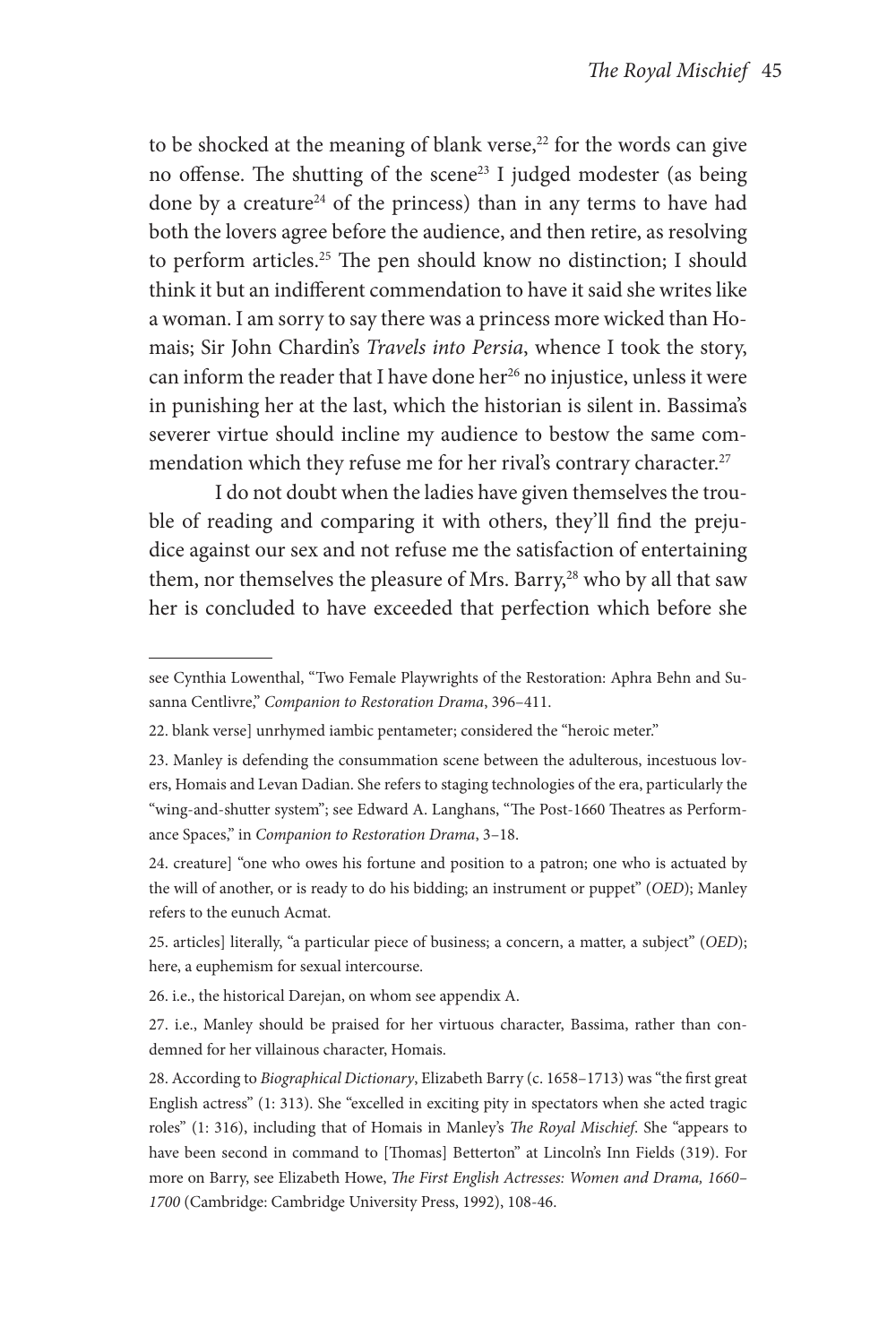to be shocked at the meaning of blank verse,[22] for the words can give no offense. The shutting of the scene[23] I judged modester (as being done by a creature[24] of the princess) than in any terms to have had both the lovers agree before the audience, and then retire, as resolving to perform articles.[25] The pen should know no distinction; I should think it but an indifferent commendation to have it said she writes like a woman. I am sorry to say there was a princess more wicked than Homais; Sir John Chardin's *Travels into Persia*, whence I took the story, can inform the reader that I have done her[26] no injustice, unless it were in punishing her at the last, which the historian is silent in. Bassima's severer virtue should incline my audience to bestow the same commendation which they refuse me for her rival's contrary character.[27]

I do not doubt when the ladies have given themselves the trouble of reading and comparing it with others, they'll find the prejudice against our sex and not refuse me the satisfaction of entertaining them, nor themselves the pleasure of Mrs. Barry,[28] who by all that saw her is concluded to have exceeded that perfection which before she

---

see Cynthia Lowenthal, "Two Female Playwrights of the Restoration: Aphra Behn and Susanna Centlivre," *Companion to Restoration Drama*, 396–411.

22. blank verse] unrhymed iambic pentameter; considered the "heroic meter."

23. Manley is defending the consummation scene between the adulterous, incestuous lovers, Homais and Levan Dadian. She refers to staging technologies of the era, particularly the "wing-and-shutter system"; see Edward A. Langhans, "The Post-1660 Theatres as Performance Spaces," in *Companion to Restoration Drama*, 3–18.

24. creature] "one who owes his fortune and position to a patron; one who is actuated by the will of another, or is ready to do his bidding; an instrument or puppet" (*OED*); Manley refers to the eunuch Acmat.

25. articles] literally, "a particular piece of business; a concern, a matter, a subject" (*OED*); here, a euphemism for sexual intercourse.

26. i.e., the historical Darejan, on whom see appendix A.

27. i.e., Manley should be praised for her virtuous character, Bassima, rather than condemned for her villainous character, Homais.

28. According to *Biographical Dictionary*, Elizabeth Barry (c. 1658–1713) was "the first great English actress" (1: 313). She "excelled in exciting pity in spectators when she acted tragic roles" (1: 316), including that of Homais in Manley's *The Royal Mischief*. She "appears to have been second in command to [Thomas] Betterton" at Lincoln's Inn Fields (319). For more on Barry, see Elizabeth Howe, *The First English Actresses: Women and Drama, 1660–1700* (Cambridge: Cambridge University Press, 1992), 108-46.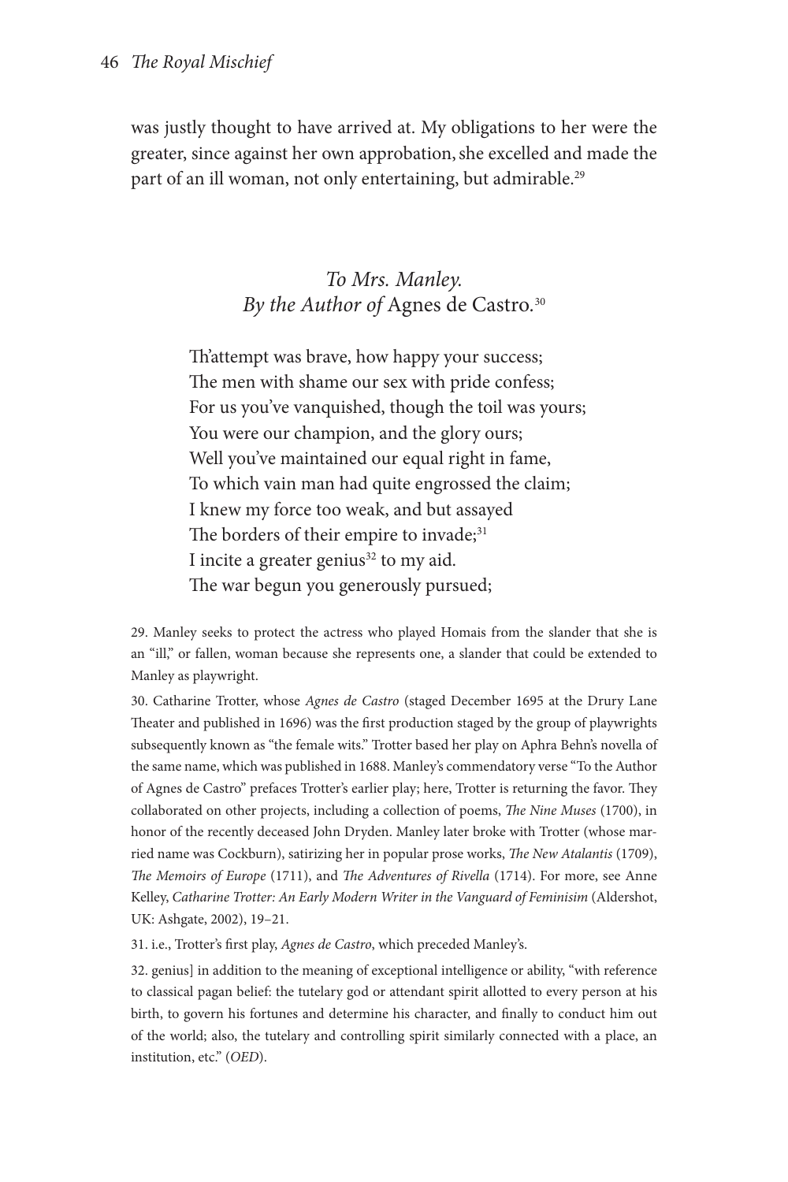was justly thought to have arrived at. My obligations to her were the greater, since against her own approbation, she excelled and made the part of an ill woman, not only entertaining, but admirable.[29]

## *To Mrs. Manley. By the Author of* Agnes de Castro.[30]

Th'attempt was brave, how happy your success;  
The men with shame our sex with pride confess;  
For us you've vanquished, though the toil was yours;  
You were our champion, and the glory ours;  
Well you've maintained our equal right in fame,  
To which vain man had quite engrossed the claim;  
I knew my force too weak, and but assayed  
The borders of their empire to invade;[31]  
I incite a greater genius[32] to my aid.  
The war begun you generously pursued;

29. Manley seeks to protect the actress who played Homais from the slander that she is an "ill," or fallen, woman because she represents one, a slander that could be extended to Manley as playwright.

30. Catharine Trotter, whose *Agnes de Castro* (staged December 1695 at the Drury Lane Theater and published in 1696) was the first production staged by the group of playwrights subsequently known as "the female wits." Trotter based her play on Aphra Behn's novella of the same name, which was published in 1688. Manley's commendatory verse "To the Author of Agnes de Castro" prefaces Trotter's earlier play; here, Trotter is returning the favor. They collaborated on other projects, including a collection of poems, *The Nine Muses* (1700), in honor of the recently deceased John Dryden. Manley later broke with Trotter (whose married name was Cockburn), satirizing her in popular prose works, *The New Atalantis* (1709), *The Memoirs of Europe* (1711), and *The Adventures of Rivella* (1714). For more, see Anne Kelley, *Catharine Trotter: An Early Modern Writer in the Vanguard of Feminisim* (Aldershot, UK: Ashgate, 2002), 19–21.

31. i.e., Trotter's first play, *Agnes de Castro*, which preceded Manley's.

32. genius] in addition to the meaning of exceptional intelligence or ability, "with reference to classical pagan belief: the tutelary god or attendant spirit allotted to every person at his birth, to govern his fortunes and determine his character, and finally to conduct him out of the world; also, the tutelary and controlling spirit similarly connected with a place, an institution, etc." (*OED*).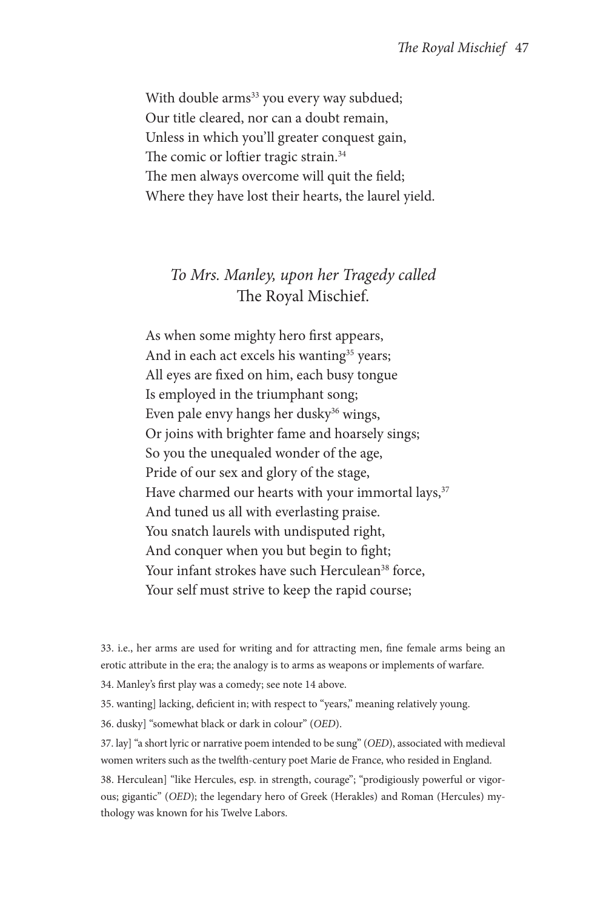With double arms[33] you every way subdued;
Our title cleared, nor can a doubt remain,
Unless in which you'll greater conquest gain,
The comic or loftier tragic strain.[34]
The men always overcome will quit the field;
Where they have lost their hearts, the laurel yield.

## *To Mrs. Manley, upon her Tragedy called* The Royal Mischief.

As when some mighty hero first appears,
And in each act excels his wanting[35] years;
All eyes are fixed on him, each busy tongue
Is employed in the triumphant song;
Even pale envy hangs her dusky[36] wings,
Or joins with brighter fame and hoarsely sings;
So you the unequaled wonder of the age,
Pride of our sex and glory of the stage,
Have charmed our hearts with your immortal lays,[37]
And tuned us all with everlasting praise.
You snatch laurels with undisputed right,
And conquer when you but begin to fight;
Your infant strokes have such Herculean[38] force,
Your self must strive to keep the rapid course;

---

33. i.e., her arms are used for writing and for attracting men, fine female arms being an erotic attribute in the era; the analogy is to arms as weapons or implements of warfare.

34. Manley's first play was a comedy; see note 14 above.

35. wanting] lacking, deficient in; with respect to "years," meaning relatively young.

36. dusky] "somewhat black or dark in colour" (*OED*).

37. lay] "a short lyric or narrative poem intended to be sung" (*OED*), associated with medieval women writers such as the twelfth-century poet Marie de France, who resided in England.

38. Herculean] "like Hercules, esp. in strength, courage"; "prodigiously powerful or vigorous; gigantic" (*OED*); the legendary hero of Greek (Herakles) and Roman (Hercules) mythology was known for his Twelve Labors.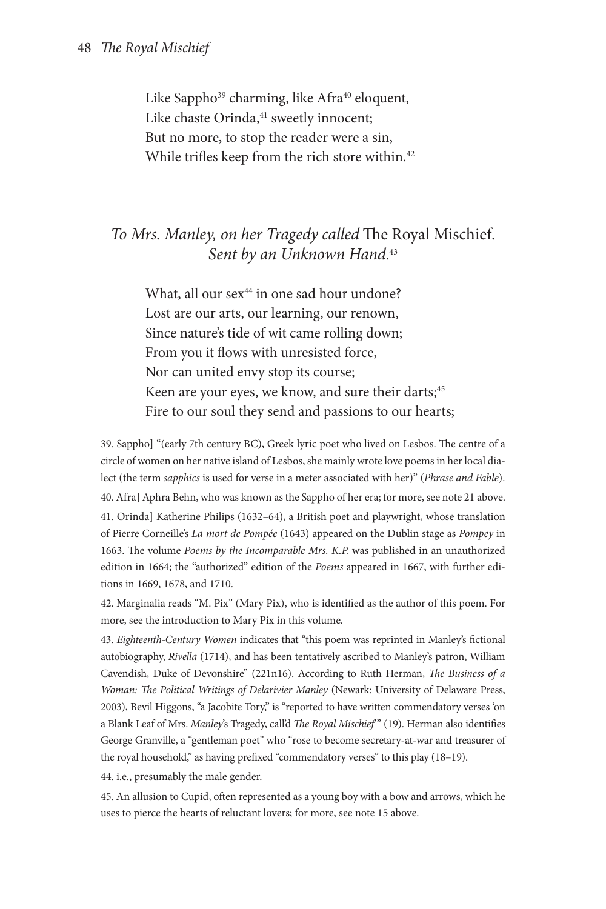Like Sappho[39] charming, like Afra[40] eloquent,
Like chaste Orinda,[41] sweetly innocent;
But no more, to stop the reader were a sin,
While trifles keep from the rich store within.[42]

## *To Mrs. Manley, on her Tragedy called* The Royal Mischief. *Sent by an Unknown Hand.*[43]

What, all our sex[44] in one sad hour undone?
Lost are our arts, our learning, our renown,
Since nature's tide of wit came rolling down;
From you it flows with unresisted force,
Nor can united envy stop its course;
Keen are your eyes, we know, and sure their darts;[45]
Fire to our soul they send and passions to our hearts;

39. Sappho] "(early 7th century BC), Greek lyric poet who lived on Lesbos. The centre of a circle of women on her native island of Lesbos, she mainly wrote love poems in her local dialect (the term *sapphics* is used for verse in a meter associated with her)" (*Phrase and Fable*).

40. Afra] Aphra Behn, who was known as the Sappho of her era; for more, see note 21 above.

41. Orinda] Katherine Philips (1632–64), a British poet and playwright, whose translation of Pierre Corneille's *La mort de Pompée* (1643) appeared on the Dublin stage as *Pompey* in 1663. The volume *Poems by the Incomparable Mrs. K.P.* was published in an unauthorized edition in 1664; the "authorized" edition of the *Poems* appeared in 1667, with further editions in 1669, 1678, and 1710.

42. Marginalia reads "M. Pix" (Mary Pix), who is identified as the author of this poem. For more, see the introduction to Mary Pix in this volume.

43. *Eighteenth-Century Women* indicates that "this poem was reprinted in Manley's fictional autobiography, *Rivella* (1714), and has been tentatively ascribed to Manley's patron, William Cavendish, Duke of Devonshire" (221n16). According to Ruth Herman, *The Business of a Woman: The Political Writings of Delarivier Manley* (Newark: University of Delaware Press, 2003), Bevil Higgons, "a Jacobite Tory," is "reported to have written commendatory verses 'on a Blank Leaf of Mrs. *Manley*'s Tragedy, call'd *The Royal Mischief*'" (19). Herman also identifies George Granville, a "gentleman poet" who "rose to become secretary-at-war and treasurer of the royal household," as having prefixed "commendatory verses" to this play (18–19).

44. i.e., presumably the male gender.

45. An allusion to Cupid, often represented as a young boy with a bow and arrows, which he uses to pierce the hearts of reluctant lovers; for more, see note 15 above.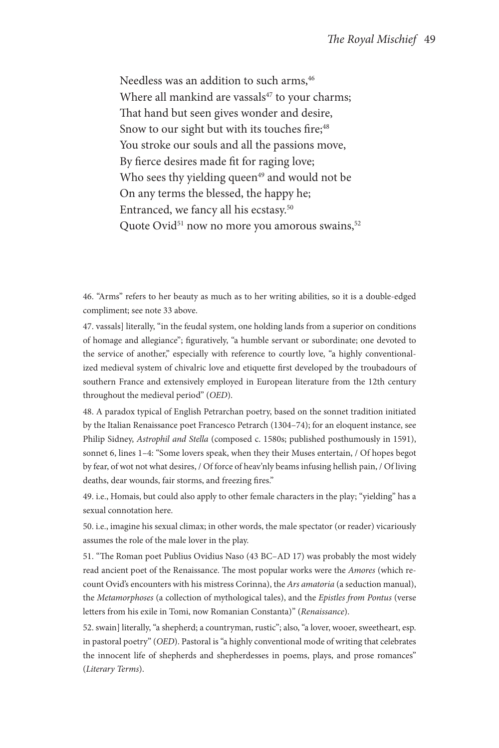Needless was an addition to such arms,[46]
Where all mankind are vassals[47] to your charms;
That hand but seen gives wonder and desire,
Snow to our sight but with its touches fire;[48]
You stroke our souls and all the passions move,
By fierce desires made fit for raging love;
Who sees thy yielding queen[49] and would not be
On any terms the blessed, the happy he;
Entranced, we fancy all his ecstasy.[50]
Quote Ovid[51] now no more you amorous swains,[52]

46. "Arms" refers to her beauty as much as to her writing abilities, so it is a double-edged compliment; see note 33 above.

47. vassals] literally, "in the feudal system, one holding lands from a superior on conditions of homage and allegiance"; figuratively, "a humble servant or subordinate; one devoted to the service of another," especially with reference to courtly love, "a highly conventionalized medieval system of chivalric love and etiquette first developed by the troubadours of southern France and extensively employed in European literature from the 12th century throughout the medieval period" (*OED*).

48. A paradox typical of English Petrarchan poetry, based on the sonnet tradition initiated by the Italian Renaissance poet Francesco Petrarch (1304–74); for an eloquent instance, see Philip Sidney, *Astrophil and Stella* (composed c. 1580s; published posthumously in 1591), sonnet 6, lines 1–4: "Some lovers speak, when they their Muses entertain, / Of hopes begot by fear, of wot not what desires, / Of force of heav'nly beams infusing hellish pain, / Of living deaths, dear wounds, fair storms, and freezing fires."

49. i.e., Homais, but could also apply to other female characters in the play; "yielding" has a sexual connotation here.

50. i.e., imagine his sexual climax; in other words, the male spectator (or reader) vicariously assumes the role of the male lover in the play.

51. "The Roman poet Publius Ovidius Naso (43 BC–AD 17) was probably the most widely read ancient poet of the Renaissance. The most popular works were the *Amores* (which recount Ovid's encounters with his mistress Corinna), the *Ars amatoria* (a seduction manual), the *Metamorphoses* (a collection of mythological tales), and the *Epistles from Pontus* (verse letters from his exile in Tomi, now Romanian Constanta)" (*Renaissance*).

52. swain] literally, "a shepherd; a countryman, rustic"; also, "a lover, wooer, sweetheart, esp. in pastoral poetry" (*OED*). Pastoral is "a highly conventional mode of writing that celebrates the innocent life of shepherds and shepherdesses in poems, plays, and prose romances" (*Literary Terms*).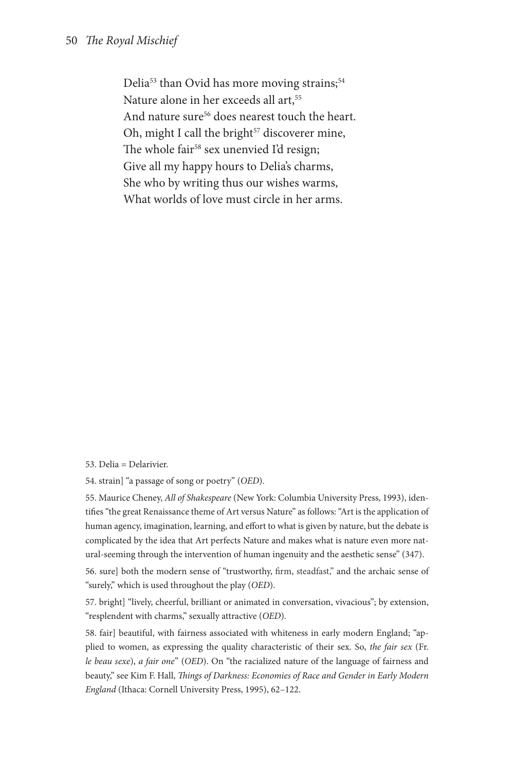Delia[53] than Ovid has more moving strains;[54]  
Nature alone in her exceeds all art,[55]  
And nature sure[56] does nearest touch the heart.  
Oh, might I call the bright[57] discoverer mine,  
The whole fair[58] sex unenvied I'd resign;  
Give all my happy hours to Delia's charms,  
She who by writing thus our wishes warms,  
What worlds of love must circle in her arms.

53. Delia = Delarivier.

54. strain] "a passage of song or poetry" (*OED*).

55. Maurice Cheney, *All of Shakespeare* (New York: Columbia University Press, 1993), identifies "the great Renaissance theme of Art versus Nature" as follows: "Art is the application of human agency, imagination, learning, and effort to what is given by nature, but the debate is complicated by the idea that Art perfects Nature and makes what is nature even more natural-seeming through the intervention of human ingenuity and the aesthetic sense" (347).

56. sure] both the modern sense of "trustworthy, firm, steadfast," and the archaic sense of "surely," which is used throughout the play (*OED*).

57. bright] "lively, cheerful, brilliant or animated in conversation, vivacious"; by extension, "resplendent with charms," sexually attractive (*OED*).

58. fair] beautiful, with fairness associated with whiteness in early modern England; "applied to women, as expressing the quality characteristic of their sex. So, *the fair sex* (Fr. *le beau sexe*), *a fair one*" (*OED*). On "the racialized nature of the language of fairness and beauty," see Kim F. Hall, *Things of Darkness: Economies of Race and Gender in Early Modern England* (Ithaca: Cornell University Press, 1995), 62–122.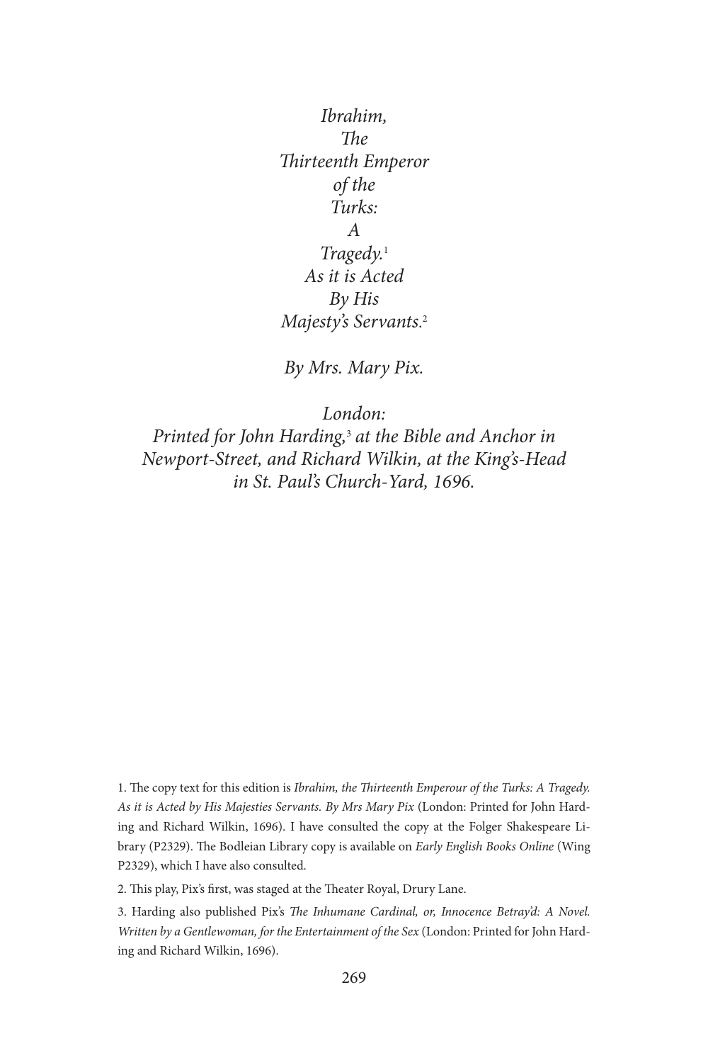*Ibrahim,*
*The*
*Thirteenth Emperor*
*of the*
*Turks:*
*A*
*Tragedy.*[1]
*As it is Acted*
*By His*
*Majesty's Servants.*[2]

*By Mrs. Mary Pix.*

*London:*
*Printed for John Harding,*[3] *at the Bible and Anchor in Newport-Street, and Richard Wilkin, at the King's-Head in St. Paul's Church-Yard, 1696.*

---

1. The copy text for this edition is *Ibrahim, the Thirteenth Emperour of the Turks: A Tragedy. As it is Acted by His Majesties Servants. By Mrs Mary Pix* (London: Printed for John Harding and Richard Wilkin, 1696). I have consulted the copy at the Folger Shakespeare Library (P2329). The Bodleian Library copy is available on *Early English Books Online* (Wing P2329), which I have also consulted.

2. This play, Pix's first, was staged at the Theater Royal, Drury Lane.

3. Harding also published Pix's *The Inhumane Cardinal, or, Innocence Betray'd: A Novel. Written by a Gentlewoman, for the Entertainment of the Sex* (London: Printed for John Harding and Richard Wilkin, 1696).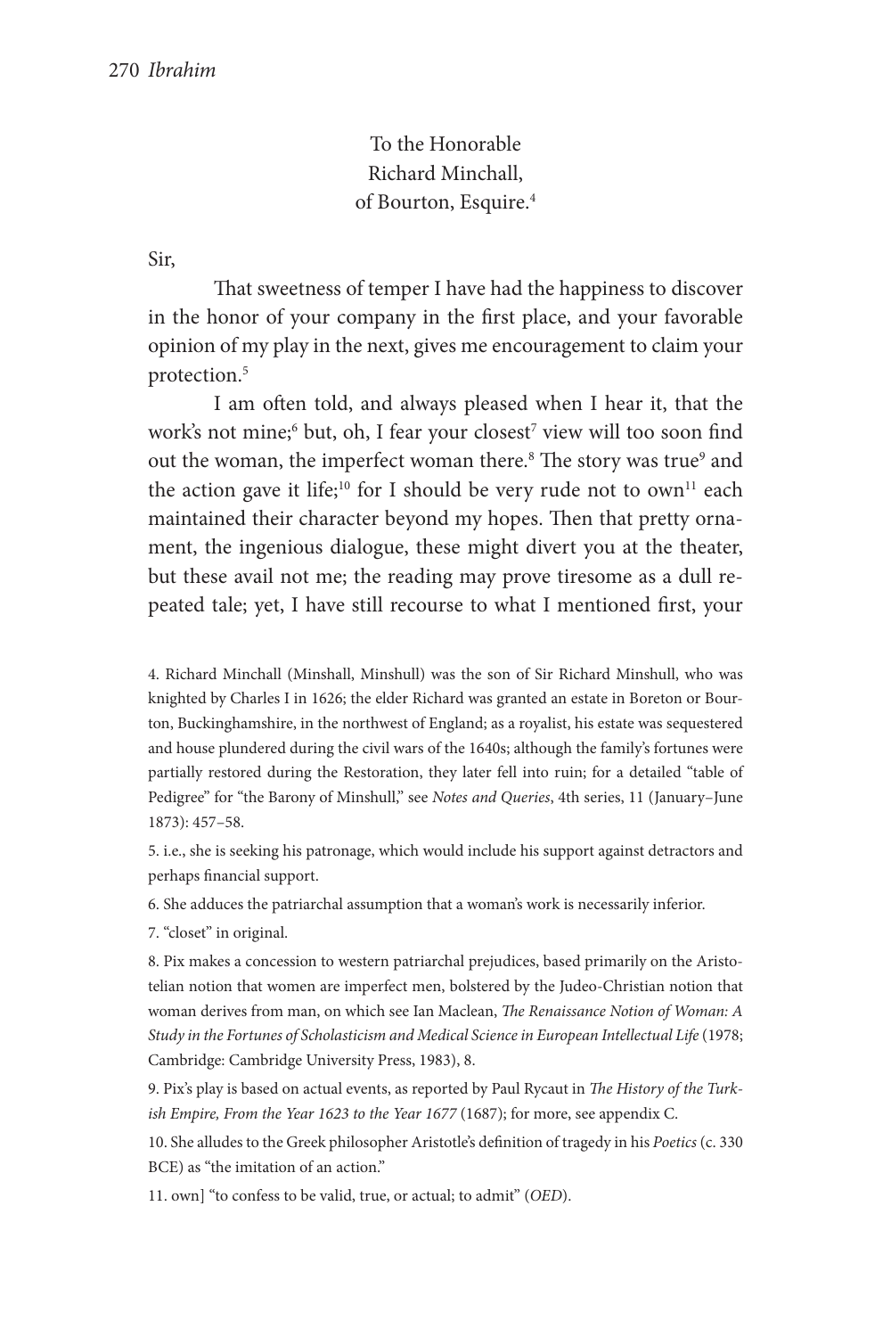To the Honorable
Richard Minchall,
of Bourton, Esquire.[4]

Sir,

That sweetness of temper I have had the happiness to discover in the honor of your company in the first place, and your favorable opinion of my play in the next, gives me encouragement to claim your protection.[5]

I am often told, and always pleased when I hear it, that the work's not mine;[6] but, oh, I fear your closest[7] view will too soon find out the woman, the imperfect woman there.[8] The story was true[9] and the action gave it life;[10] for I should be very rude not to own[11] each maintained their character beyond my hopes. Then that pretty ornament, the ingenious dialogue, these might divert you at the theater, but these avail not me; the reading may prove tiresome as a dull repeated tale; yet, I have still recourse to what I mentioned first, your

---

4. Richard Minchall (Minshall, Minshull) was the son of Sir Richard Minshull, who was knighted by Charles I in 1626; the elder Richard was granted an estate in Boreton or Bourton, Buckinghamshire, in the northwest of England; as a royalist, his estate was sequestered and house plundered during the civil wars of the 1640s; although the family's fortunes were partially restored during the Restoration, they later fell into ruin; for a detailed "table of Pedigree" for "the Barony of Minshull," see *Notes and Queries*, 4th series, 11 (January–June 1873): 457–58.

5. i.e., she is seeking his patronage, which would include his support against detractors and perhaps financial support.

6. She adduces the patriarchal assumption that a woman's work is necessarily inferior.

7. "closet" in original.

8. Pix makes a concession to western patriarchal prejudices, based primarily on the Aristotelian notion that women are imperfect men, bolstered by the Judeo-Christian notion that woman derives from man, on which see Ian Maclean, *The Renaissance Notion of Woman: A Study in the Fortunes of Scholasticism and Medical Science in European Intellectual Life* (1978; Cambridge: Cambridge University Press, 1983), 8.

9. Pix's play is based on actual events, as reported by Paul Rycaut in *The History of the Turkish Empire, From the Year 1623 to the Year 1677* (1687); for more, see appendix C.

10. She alludes to the Greek philosopher Aristotle's definition of tragedy in his *Poetics* (c. 330 BCE) as "the imitation of an action."

11. own] "to confess to be valid, true, or actual; to admit" (*OED*).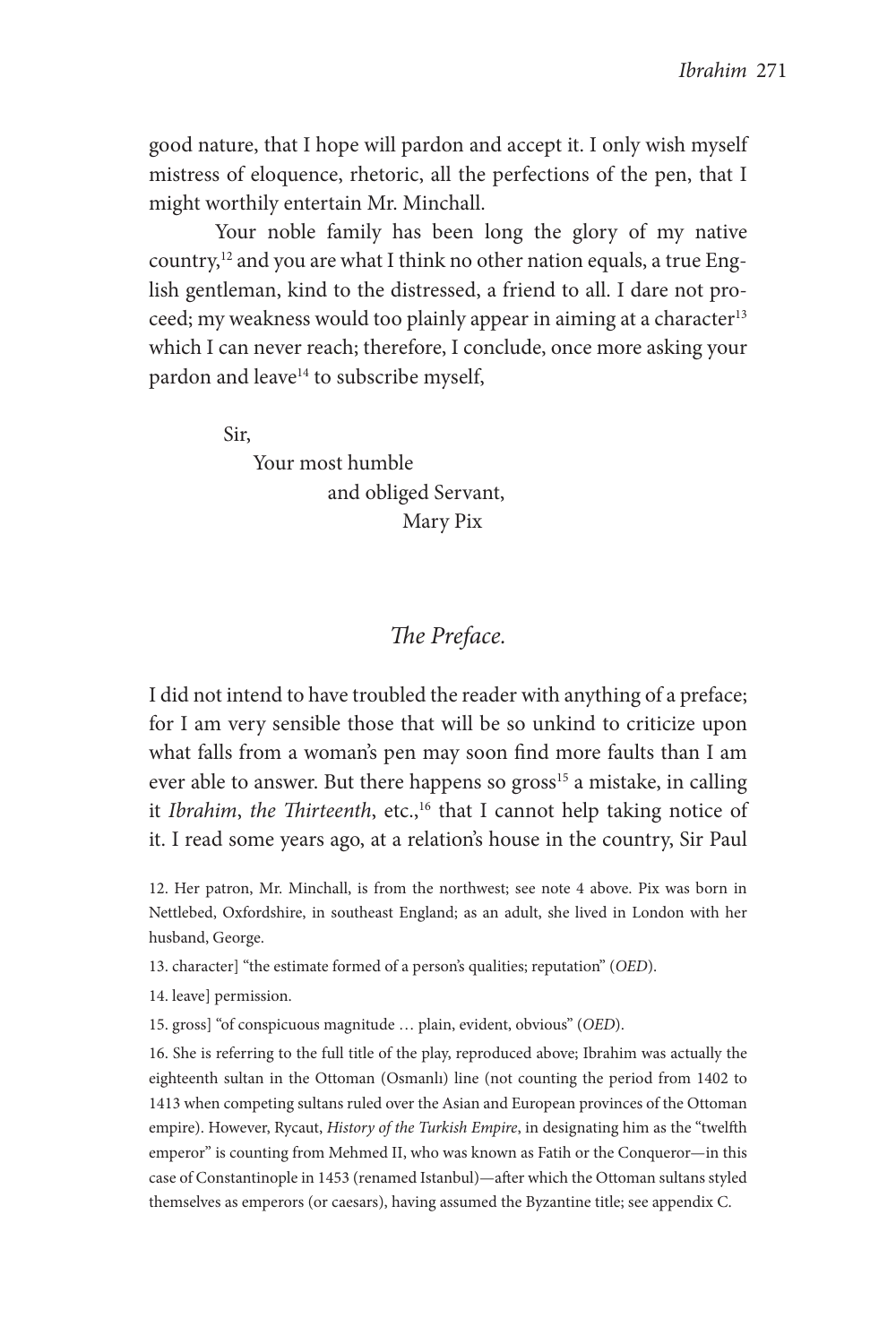good nature, that I hope will pardon and accept it. I only wish myself mistress of eloquence, rhetoric, all the perfections of the pen, that I might worthily entertain Mr. Minchall.

Your noble family has been long the glory of my native country,[12] and you are what I think no other nation equals, a true English gentleman, kind to the distressed, a friend to all. I dare not proceed; my weakness would too plainly appear in aiming at a character[13] which I can never reach; therefore, I conclude, once more asking your pardon and leave[14] to subscribe myself,

Sir,
Your most humble
and obliged Servant,
Mary Pix

## *The Preface.*

I did not intend to have troubled the reader with anything of a preface; for I am very sensible those that will be so unkind to criticize upon what falls from a woman's pen may soon find more faults than I am ever able to answer. But there happens so gross[15] a mistake, in calling it *Ibrahim*, *the Thirteenth*, etc.,[16] that I cannot help taking notice of it. I read some years ago, at a relation's house in the country, Sir Paul

12. Her patron, Mr. Minchall, is from the northwest; see note 4 above. Pix was born in Nettlebed, Oxfordshire, in southeast England; as an adult, she lived in London with her husband, George.

13. character] "the estimate formed of a person's qualities; reputation" (*OED*).

14. leave] permission.

15. gross] "of conspicuous magnitude … plain, evident, obvious" (*OED*).

16. She is referring to the full title of the play, reproduced above; Ibrahim was actually the eighteenth sultan in the Ottoman (Osmanlı) line (not counting the period from 1402 to 1413 when competing sultans ruled over the Asian and European provinces of the Ottoman empire). However, Rycaut, *History of the Turkish Empire*, in designating him as the "twelfth emperor" is counting from Mehmed II, who was known as Fatih or the Conqueror—in this case of Constantinople in 1453 (renamed Istanbul)—after which the Ottoman sultans styled themselves as emperors (or caesars), having assumed the Byzantine title; see appendix C.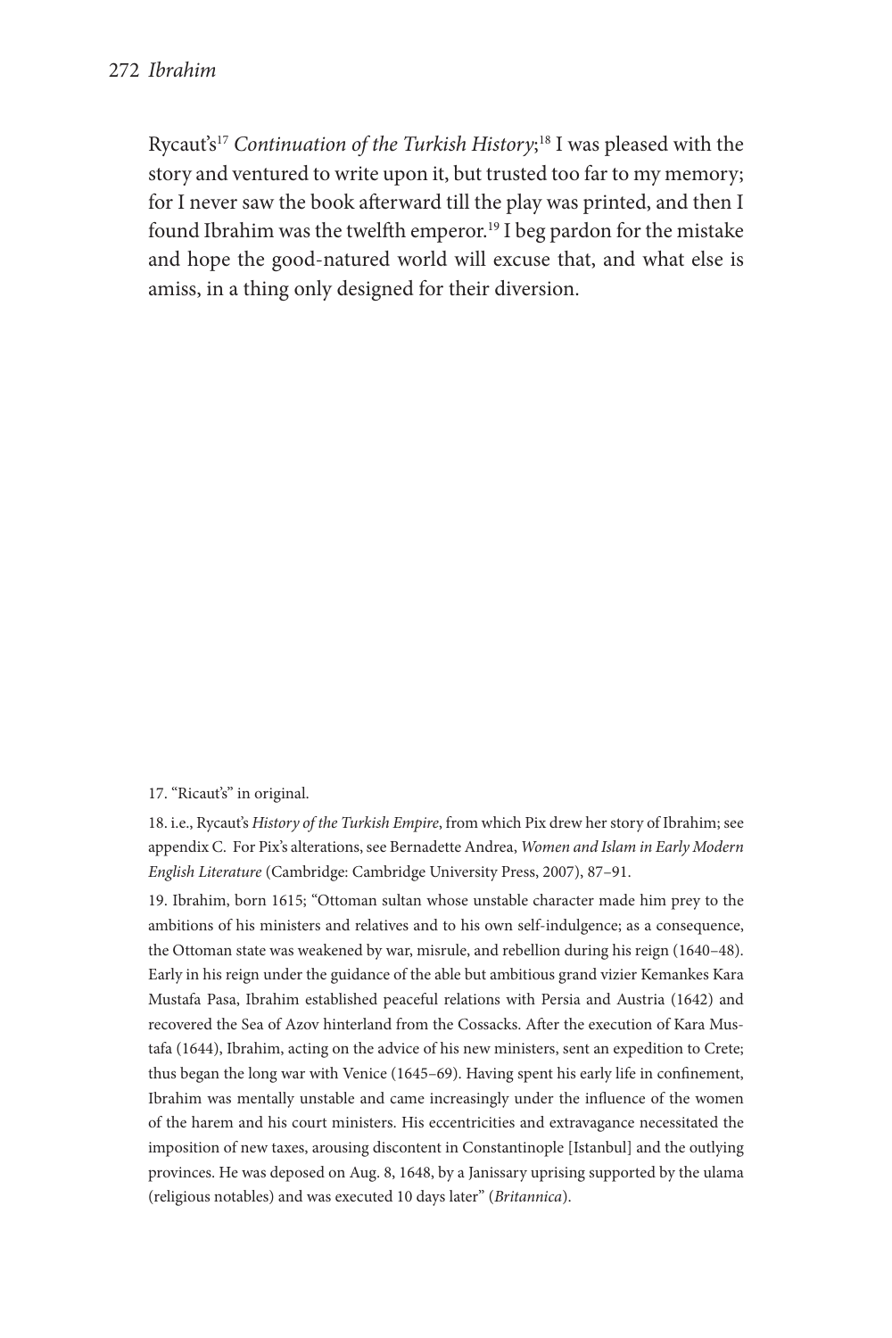Rycaut's[17] *Continuation of the Turkish History*;[18] I was pleased with the story and ventured to write upon it, but trusted too far to my memory; for I never saw the book afterward till the play was printed, and then I found Ibrahim was the twelfth emperor.[19] I beg pardon for the mistake and hope the good-natured world will excuse that, and what else is amiss, in a thing only designed for their diversion.

17. "Ricaut's" in original.

18. i.e., Rycaut's *History of the Turkish Empire*, from which Pix drew her story of Ibrahim; see appendix C. For Pix's alterations, see Bernadette Andrea, *Women and Islam in Early Modern English Literature* (Cambridge: Cambridge University Press, 2007), 87–91.

19. Ibrahim, born 1615; "Ottoman sultan whose unstable character made him prey to the ambitions of his ministers and relatives and to his own self-indulgence; as a consequence, the Ottoman state was weakened by war, misrule, and rebellion during his reign (1640–48). Early in his reign under the guidance of the able but ambitious grand vizier Kemankes Kara Mustafa Pasa, Ibrahim established peaceful relations with Persia and Austria (1642) and recovered the Sea of Azov hinterland from the Cossacks. After the execution of Kara Mustafa (1644), Ibrahim, acting on the advice of his new ministers, sent an expedition to Crete; thus began the long war with Venice (1645–69). Having spent his early life in confinement, Ibrahim was mentally unstable and came increasingly under the influence of the women of the harem and his court ministers. His eccentricities and extravagance necessitated the imposition of new taxes, arousing discontent in Constantinople [Istanbul] and the outlying provinces. He was deposed on Aug. 8, 1648, by a Janissary uprising supported by the ulama (religious notables) and was executed 10 days later" (*Britannica*).